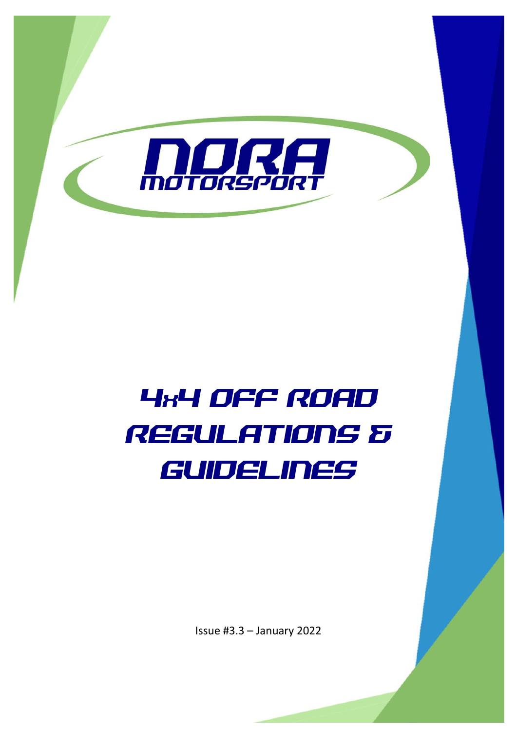NORA MOTORSPORT

# 4x4 OFF ROAD REGULATIONS & GUIDELINES

Issue #3.3 – January 2022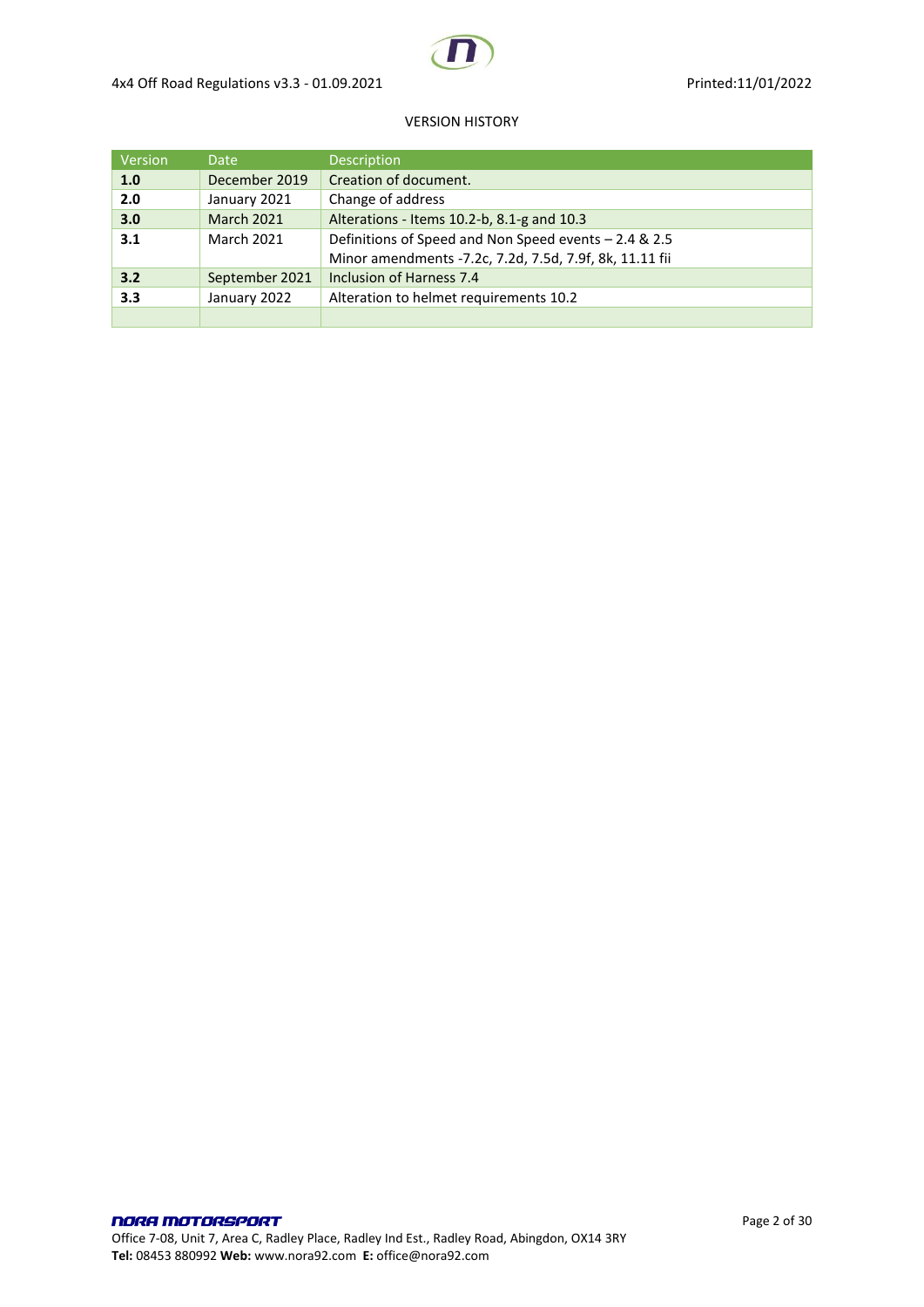VERSION HISTORY

| Version | Date | Description |
|---|---|---|
| **1.0** | December 2019 | Creation of document. |
| **2.0** | January 2021 | Change of address |
| **3.0** | March 2021 | Alterations - Items 10.2-b, 8.1-g and 10.3 |
| **3.1** | March 2021 | Definitions of Speed and Non Speed events – 2.4 & 2.5<br>Minor amendments -7.2c, 7.2d, 7.5d, 7.9f, 8k, 11.11 fii |
| **3.2** | September 2021 | Inclusion of Harness 7.4 |
| **3.3** | January 2022 | Alteration to helmet requirements 10.2 |
| | | |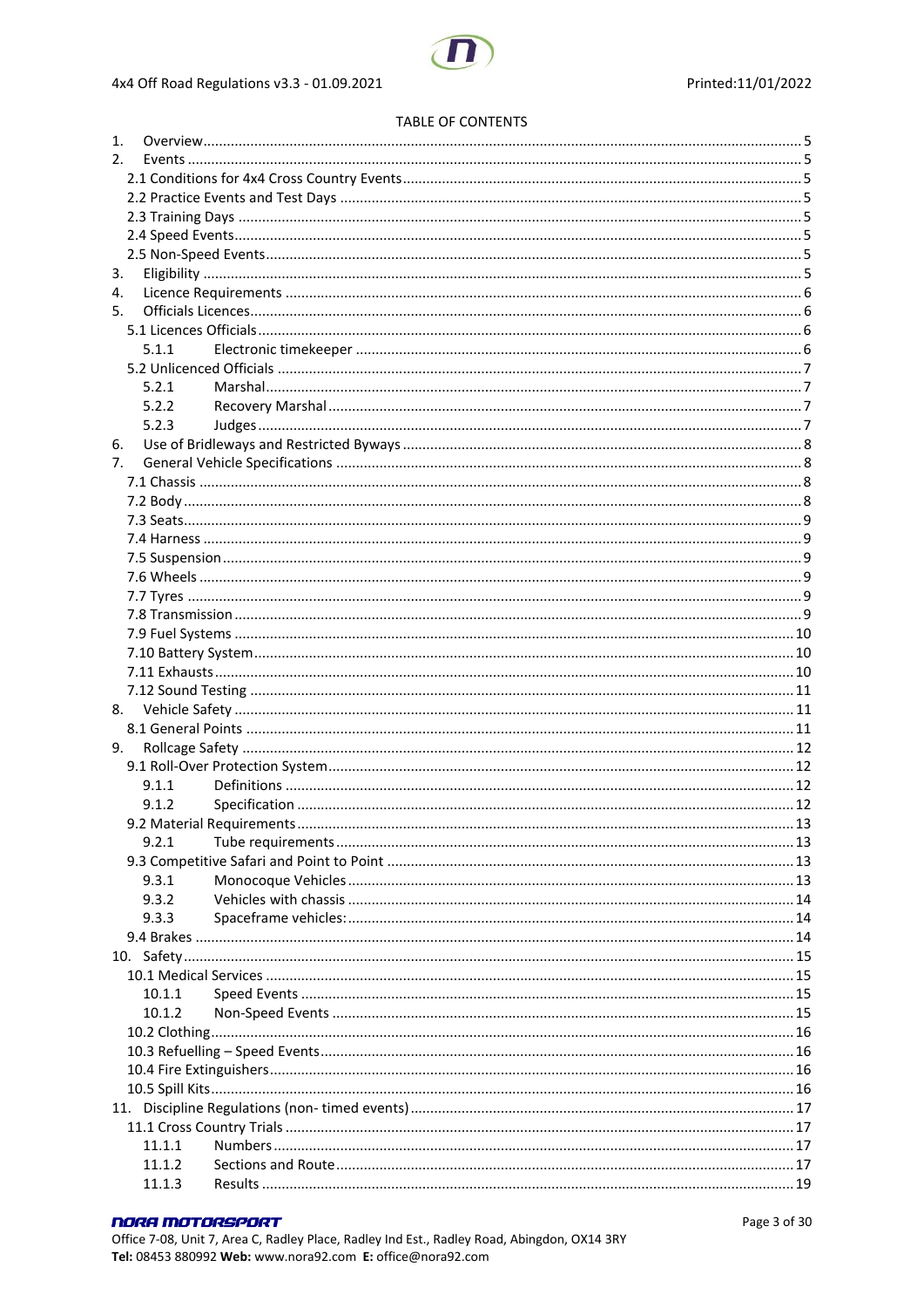TABLE OF CONTENTS

1. Overview ..... 5
2. Events ..... 5
   - 2.1 Conditions for 4x4 Cross Country Events ..... 5
   - 2.2 Practice Events and Test Days ..... 5
   - 2.3 Training Days ..... 5
   - 2.4 Speed Events ..... 5
   - 2.5 Non-Speed Events ..... 5
3. Eligibility ..... 5
4. Licence Requirements ..... 6
5. Officials Licences ..... 6
   - 5.1 Licences Officials ..... 6
     - 5.1.1 Electronic timekeeper ..... 6
   - 5.2 Unlicenced Officials ..... 7
     - 5.2.1 Marshal ..... 7
     - 5.2.2 Recovery Marshal ..... 7
     - 5.2.3 Judges ..... 7
6. Use of Bridleways and Restricted Byways ..... 8
7. General Vehicle Specifications ..... 8
   - 7.1 Chassis ..... 8
   - 7.2 Body ..... 8
   - 7.3 Seats ..... 9
   - 7.4 Harness ..... 9
   - 7.5 Suspension ..... 9
   - 7.6 Wheels ..... 9
   - 7.7 Tyres ..... 9
   - 7.8 Transmission ..... 9
   - 7.9 Fuel Systems ..... 10
   - 7.10 Battery System ..... 10
   - 7.11 Exhausts ..... 10
   - 7.12 Sound Testing ..... 11
8. Vehicle Safety ..... 11
   - 8.1 General Points ..... 11
9. Rollcage Safety ..... 12
   - 9.1 Roll-Over Protection System ..... 12
     - 9.1.1 Definitions ..... 12
     - 9.1.2 Specification ..... 12
   - 9.2 Material Requirements ..... 13
     - 9.2.1 Tube requirements ..... 13
   - 9.3 Competitive Safari and Point to Point ..... 13
     - 9.3.1 Monocoque Vehicles ..... 13
     - 9.3.2 Vehicles with chassis ..... 14
     - 9.3.3 Spaceframe vehicles: ..... 14
   - 9.4 Brakes ..... 14
10. Safety ..... 15
    - 10.1 Medical Services ..... 15
      - 10.1.1 Speed Events ..... 15
      - 10.1.2 Non-Speed Events ..... 15
    - 10.2 Clothing ..... 16
    - 10.3 Refuelling – Speed Events ..... 16
    - 10.4 Fire Extinguishers ..... 16
    - 10.5 Spill Kits ..... 16
11. Discipline Regulations (non- timed events) ..... 17
    - 11.1 Cross Country Trials ..... 17
      - 11.1.1 Numbers ..... 17
      - 11.1.2 Sections and Route ..... 17
      - 11.1.3 Results ..... 19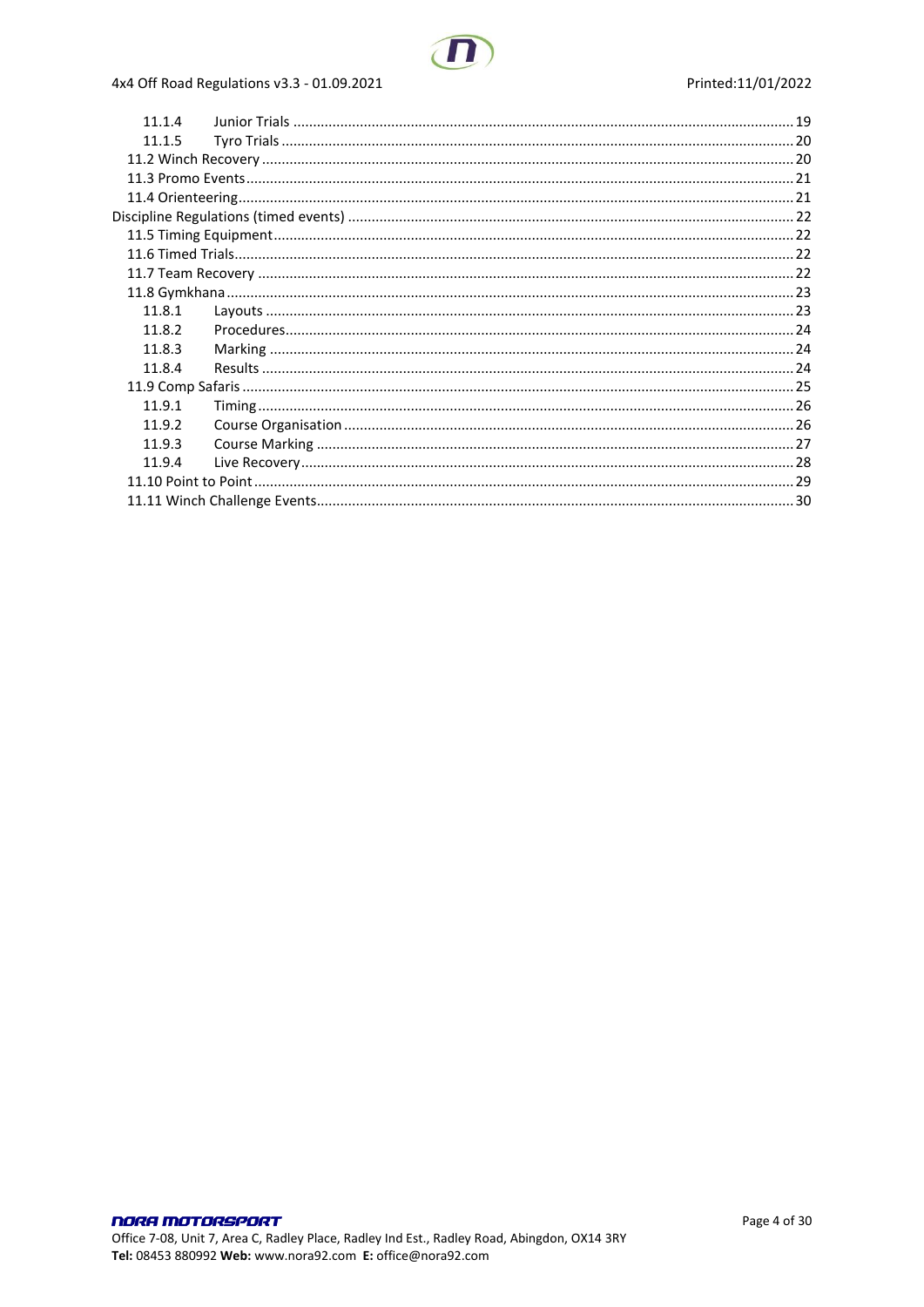- 11.1.4 Junior Trials ... 19
- 11.1.5 Tyro Trials ... 20
- 11.2 Winch Recovery ... 20
- 11.3 Promo Events ... 21
- 11.4 Orienteering ... 21
- Discipline Regulations (timed events) ... 22
- 11.5 Timing Equipment ... 22
- 11.6 Timed Trials ... 22
- 11.7 Team Recovery ... 22
- 11.8 Gymkhana ... 23
  - 11.8.1 Layouts ... 23
  - 11.8.2 Procedures ... 24
  - 11.8.3 Marking ... 24
  - 11.8.4 Results ... 24
- 11.9 Comp Safaris ... 25
  - 11.9.1 Timing ... 26
  - 11.9.2 Course Organisation ... 26
  - 11.9.3 Course Marking ... 27
  - 11.9.4 Live Recovery ... 28
- 11.10 Point to Point ... 29
- 11.11 Winch Challenge Events ... 30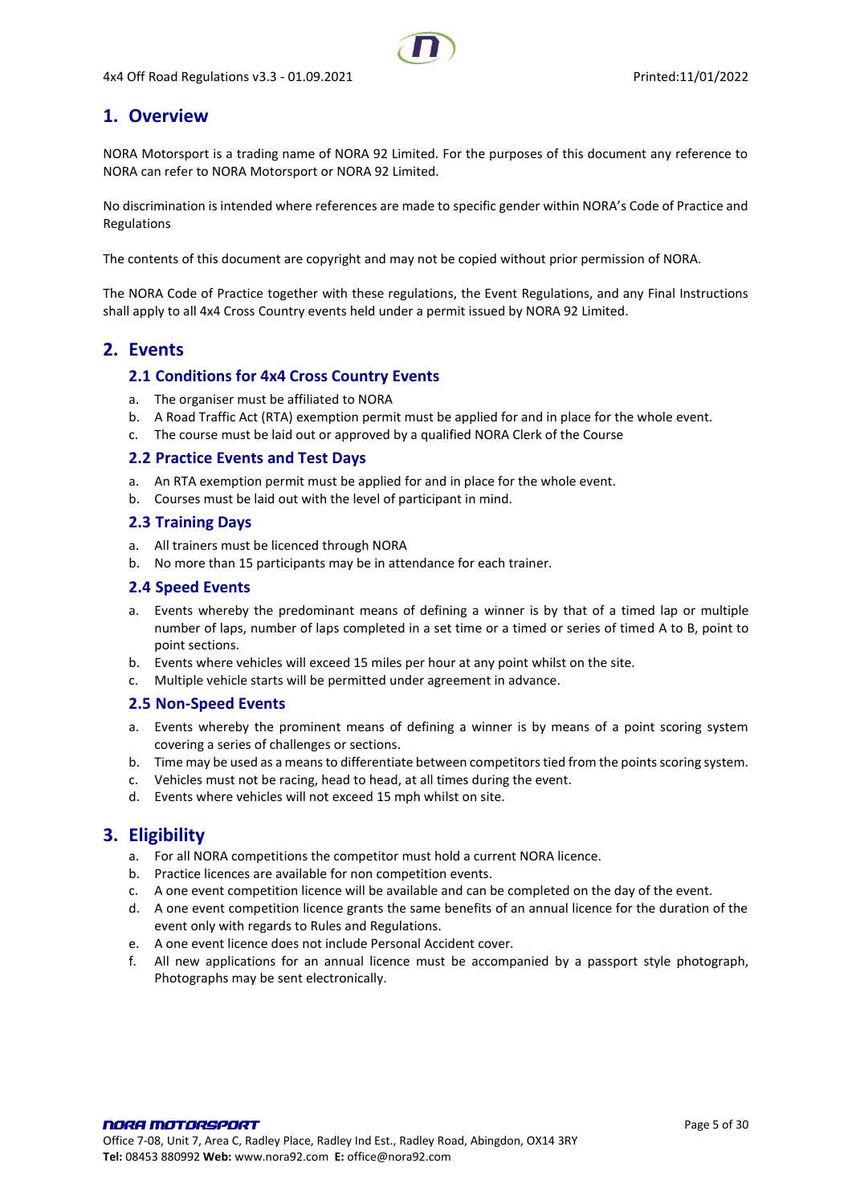# 1. Overview

NORA Motorsport is a trading name of NORA 92 Limited. For the purposes of this document any reference to NORA can refer to NORA Motorsport or NORA 92 Limited.

No discrimination is intended where references are made to specific gender within NORA's Code of Practice and Regulations

The contents of this document are copyright and may not be copied without prior permission of NORA.

The NORA Code of Practice together with these regulations, the Event Regulations, and any Final Instructions shall apply to all 4x4 Cross Country events held under a permit issued by NORA 92 Limited.

# 2. Events

## 2.1 Conditions for 4x4 Cross Country Events

a. The organiser must be affiliated to NORA
b. A Road Traffic Act (RTA) exemption permit must be applied for and in place for the whole event.
c. The course must be laid out or approved by a qualified NORA Clerk of the Course

## 2.2 Practice Events and Test Days

a. An RTA exemption permit must be applied for and in place for the whole event.
b. Courses must be laid out with the level of participant in mind.

## 2.3 Training Days

a. All trainers must be licenced through NORA
b. No more than 15 participants may be in attendance for each trainer.

## 2.4 Speed Events

a. Events whereby the predominant means of defining a winner is by that of a timed lap or multiple number of laps, number of laps completed in a set time or a timed or series of timed A to B, point to point sections.
b. Events where vehicles will exceed 15 miles per hour at any point whilst on the site.
c. Multiple vehicle starts will be permitted under agreement in advance.

## 2.5 Non-Speed Events

a. Events whereby the prominent means of defining a winner is by means of a point scoring system covering a series of challenges or sections.
b. Time may be used as a means to differentiate between competitors tied from the points scoring system.
c. Vehicles must not be racing, head to head, at all times during the event.
d. Events where vehicles will not exceed 15 mph whilst on site.

# 3. Eligibility

a. For all NORA competitions the competitor must hold a current NORA licence.
b. Practice licences are available for non competition events.
c. A one event competition licence will be available and can be completed on the day of the event.
d. A one event competition licence grants the same benefits of an annual licence for the duration of the event only with regards to Rules and Regulations.
e. A one event licence does not include Personal Accident cover.
f. All new applications for an annual licence must be accompanied by a passport style photograph, Photographs may be sent electronically.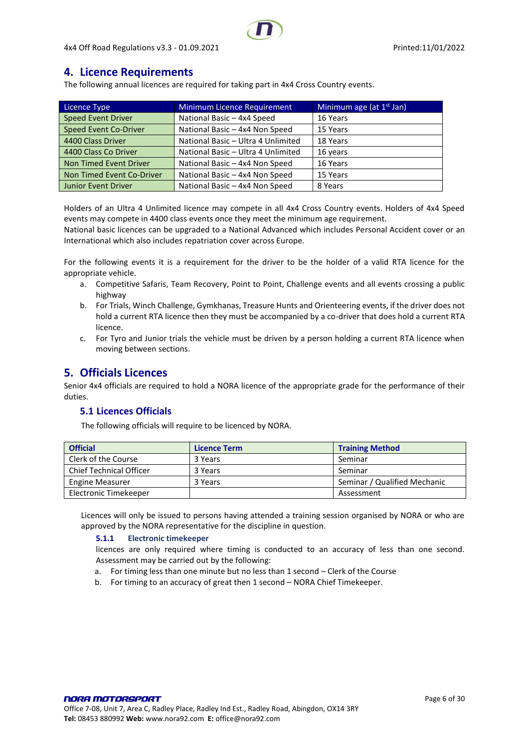## 4. Licence Requirements

The following annual licences are required for taking part in 4x4 Cross Country events.

| Licence Type | Minimum Licence Requirement | Minimum age (at 1st Jan) |
|---|---|---|
| Speed Event Driver | National Basic – 4x4 Speed | 16 Years |
| Speed Event Co-Driver | National Basic – 4x4 Non Speed | 15 Years |
| 4400 Class Driver | National Basic – Ultra 4 Unlimited | 18 Years |
| 4400 Class Co Driver | National Basic – Ultra 4 Unlimited | 16 years |
| Non Timed Event Driver | National Basic – 4x4 Non Speed | 16 Years |
| Non Timed Event Co-Driver | National Basic – 4x4 Non Speed | 15 Years |
| Junior Event Driver | National Basic – 4x4 Non Speed | 8 Years |

Holders of an Ultra 4 Unlimited licence may compete in all 4x4 Cross Country events. Holders of 4x4 Speed events may compete in 4400 class events once they meet the minimum age requirement.
National basic licences can be upgraded to a National Advanced which includes Personal Accident cover or an International which also includes repatriation cover across Europe.

For the following events it is a requirement for the driver to be the holder of a valid RTA licence for the appropriate vehicle.

a. Competitive Safaris, Team Recovery, Point to Point, Challenge events and all events crossing a public highway
b. For Trials, Winch Challenge, Gymkhanas, Treasure Hunts and Orienteering events, if the driver does not hold a current RTA licence then they must be accompanied by a co-driver that does hold a current RTA licence.
c. For Tyro and Junior trials the vehicle must be driven by a person holding a current RTA licence when moving between sections.

## 5. Officials Licences

Senior 4x4 officials are required to hold a NORA licence of the appropriate grade for the performance of their duties.

### 5.1 Licences Officials

The following officials will require to be licenced by NORA.

| Official | Licence Term | Training Method |
|---|---|---|
| Clerk of the Course | 3 Years | Seminar |
| Chief Technical Officer | 3 Years | Seminar |
| Engine Measurer | 3 Years | Seminar / Qualified Mechanic |
| Electronic Timekeeper | | Assessment |

Licences will only be issued to persons having attended a training session organised by NORA or who are approved by the NORA representative for the discipline in question.

#### 5.1.1 Electronic timekeeper

licences are only required where timing is conducted to an accuracy of less than one second. Assessment may be carried out by the following:

a. For timing less than one minute but no less than 1 second – Clerk of the Course
b. For timing to an accuracy of great then 1 second – NORA Chief Timekeeper.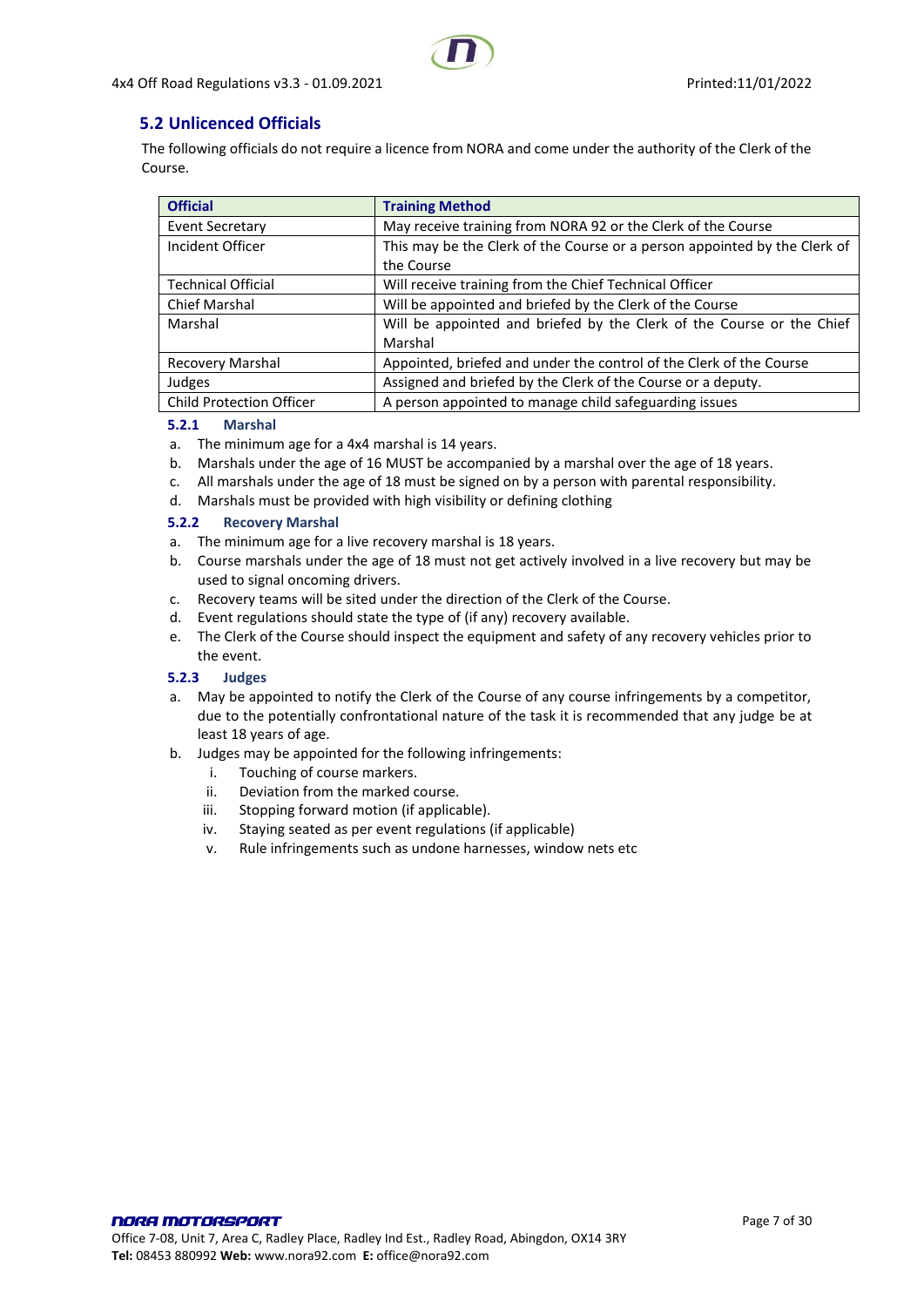## 5.2 Unlicenced Officials

The following officials do not require a licence from NORA and come under the authority of the Clerk of the Course.

| Official | Training Method |
|---|---|
| Event Secretary | May receive training from NORA 92 or the Clerk of the Course |
| Incident Officer | This may be the Clerk of the Course or a person appointed by the Clerk of the Course |
| Technical Official | Will receive training from the Chief Technical Officer |
| Chief Marshal | Will be appointed and briefed by the Clerk of the Course |
| Marshal | Will be appointed and briefed by the Clerk of the Course or the Chief Marshal |
| Recovery Marshal | Appointed, briefed and under the control of the Clerk of the Course |
| Judges | Assigned and briefed by the Clerk of the Course or a deputy. |
| Child Protection Officer | A person appointed to manage child safeguarding issues |

### 5.2.1 Marshal

a. The minimum age for a 4x4 marshal is 14 years.
b. Marshals under the age of 16 MUST be accompanied by a marshal over the age of 18 years.
c. All marshals under the age of 18 must be signed on by a person with parental responsibility.
d. Marshals must be provided with high visibility or defining clothing

### 5.2.2 Recovery Marshal

a. The minimum age for a live recovery marshal is 18 years.
b. Course marshals under the age of 18 must not get actively involved in a live recovery but may be used to signal oncoming drivers.
c. Recovery teams will be sited under the direction of the Clerk of the Course.
d. Event regulations should state the type of (if any) recovery available.
e. The Clerk of the Course should inspect the equipment and safety of any recovery vehicles prior to the event.

### 5.2.3 Judges

a. May be appointed to notify the Clerk of the Course of any course infringements by a competitor, due to the potentially confrontational nature of the task it is recommended that any judge be at least 18 years of age.
b. Judges may be appointed for the following infringements:
    i. Touching of course markers.
    ii. Deviation from the marked course.
    iii. Stopping forward motion (if applicable).
    iv. Staying seated as per event regulations (if applicable)
    v. Rule infringements such as undone harnesses, window nets etc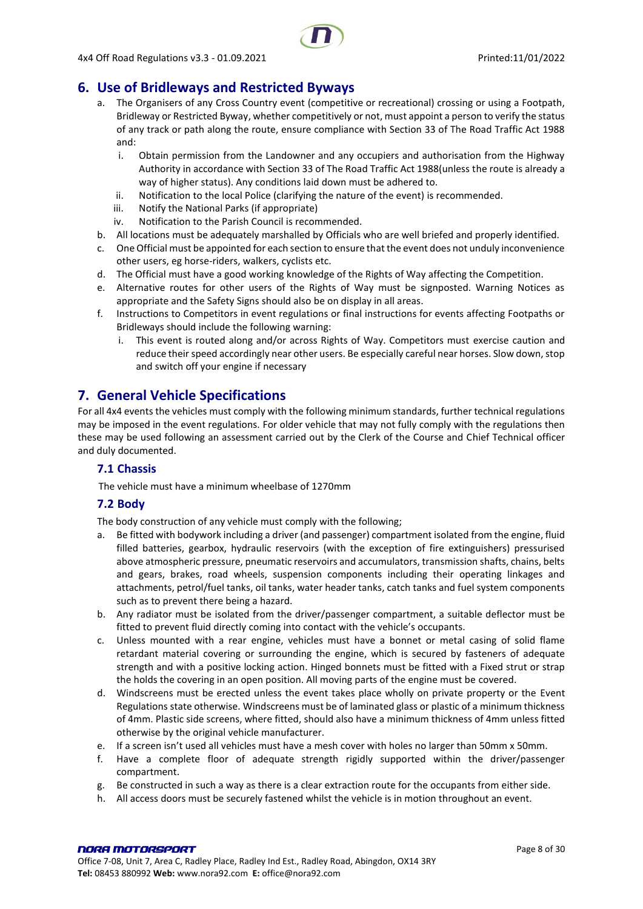## 6. Use of Bridleways and Restricted Byways

a. The Organisers of any Cross Country event (competitive or recreational) crossing or using a Footpath, Bridleway or Restricted Byway, whether competitively or not, must appoint a person to verify the status of any track or path along the route, ensure compliance with Section 33 of The Road Traffic Act 1988 and:
   i. Obtain permission from the Landowner and any occupiers and authorisation from the Highway Authority in accordance with Section 33 of The Road Traffic Act 1988(unless the route is already a way of higher status). Any conditions laid down must be adhered to.
   ii. Notification to the local Police (clarifying the nature of the event) is recommended.
   iii. Notify the National Parks (if appropriate)
   iv. Notification to the Parish Council is recommended.
b. All locations must be adequately marshalled by Officials who are well briefed and properly identified.
c. One Official must be appointed for each section to ensure that the event does not unduly inconvenience other users, eg horse-riders, walkers, cyclists etc.
d. The Official must have a good working knowledge of the Rights of Way affecting the Competition.
e. Alternative routes for other users of the Rights of Way must be signposted. Warning Notices as appropriate and the Safety Signs should also be on display in all areas.
f. Instructions to Competitors in event regulations or final instructions for events affecting Footpaths or Bridleways should include the following warning:
   i. This event is routed along and/or across Rights of Way. Competitors must exercise caution and reduce their speed accordingly near other users. Be especially careful near horses. Slow down, stop and switch off your engine if necessary

## 7. General Vehicle Specifications

For all 4x4 events the vehicles must comply with the following minimum standards, further technical regulations may be imposed in the event regulations. For older vehicle that may not fully comply with the regulations then these may be used following an assessment carried out by the Clerk of the Course and Chief Technical officer and duly documented.

### 7.1 Chassis

The vehicle must have a minimum wheelbase of 1270mm

### 7.2 Body

The body construction of any vehicle must comply with the following;

a. Be fitted with bodywork including a driver (and passenger) compartment isolated from the engine, fluid filled batteries, gearbox, hydraulic reservoirs (with the exception of fire extinguishers) pressurised above atmospheric pressure, pneumatic reservoirs and accumulators, transmission shafts, chains, belts and gears, brakes, road wheels, suspension components including their operating linkages and attachments, petrol/fuel tanks, oil tanks, water header tanks, catch tanks and fuel system components such as to prevent there being a hazard.
b. Any radiator must be isolated from the driver/passenger compartment, a suitable deflector must be fitted to prevent fluid directly coming into contact with the vehicle's occupants.
c. Unless mounted with a rear engine, vehicles must have a bonnet or metal casing of solid flame retardant material covering or surrounding the engine, which is secured by fasteners of adequate strength and with a positive locking action. Hinged bonnets must be fitted with a Fixed strut or strap the holds the covering in an open position. All moving parts of the engine must be covered.
d. Windscreens must be erected unless the event takes place wholly on private property or the Event Regulations state otherwise. Windscreens must be of laminated glass or plastic of a minimum thickness of 4mm. Plastic side screens, where fitted, should also have a minimum thickness of 4mm unless fitted otherwise by the original vehicle manufacturer.
e. If a screen isn't used all vehicles must have a mesh cover with holes no larger than 50mm x 50mm.
f. Have a complete floor of adequate strength rigidly supported within the driver/passenger compartment.
g. Be constructed in such a way as there is a clear extraction route for the occupants from either side.
h. All access doors must be securely fastened whilst the vehicle is in motion throughout an event.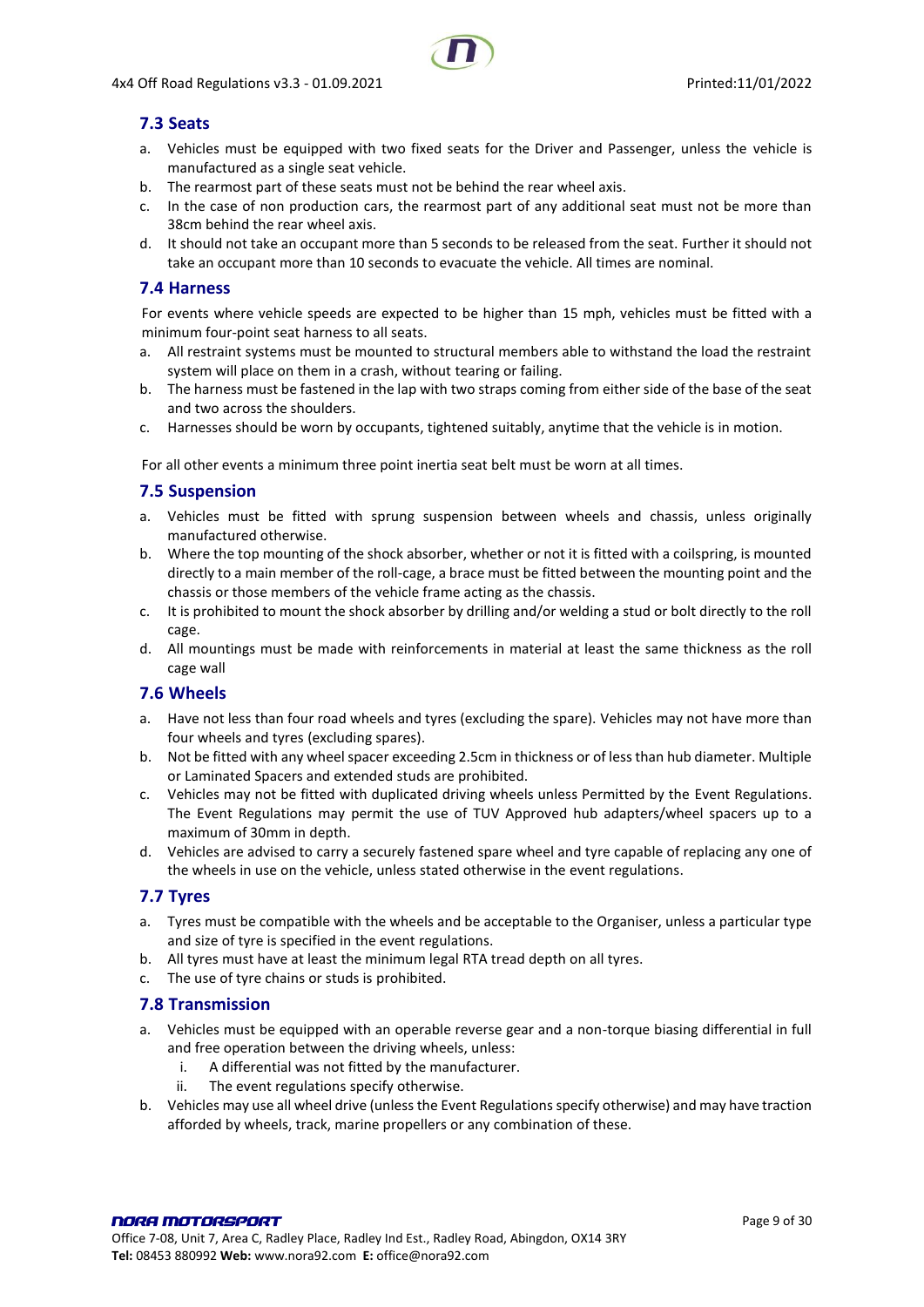### 7.3 Seats

a. Vehicles must be equipped with two fixed seats for the Driver and Passenger, unless the vehicle is manufactured as a single seat vehicle.
b. The rearmost part of these seats must not be behind the rear wheel axis.
c. In the case of non production cars, the rearmost part of any additional seat must not be more than 38cm behind the rear wheel axis.
d. It should not take an occupant more than 5 seconds to be released from the seat. Further it should not take an occupant more than 10 seconds to evacuate the vehicle. All times are nominal.

### 7.4 Harness

For events where vehicle speeds are expected to be higher than 15 mph, vehicles must be fitted with a minimum four-point seat harness to all seats.

a. All restraint systems must be mounted to structural members able to withstand the load the restraint system will place on them in a crash, without tearing or failing.
b. The harness must be fastened in the lap with two straps coming from either side of the base of the seat and two across the shoulders.
c. Harnesses should be worn by occupants, tightened suitably, anytime that the vehicle is in motion.

For all other events a minimum three point inertia seat belt must be worn at all times.

### 7.5 Suspension

a. Vehicles must be fitted with sprung suspension between wheels and chassis, unless originally manufactured otherwise.
b. Where the top mounting of the shock absorber, whether or not it is fitted with a coilspring, is mounted directly to a main member of the roll-cage, a brace must be fitted between the mounting point and the chassis or those members of the vehicle frame acting as the chassis.
c. It is prohibited to mount the shock absorber by drilling and/or welding a stud or bolt directly to the roll cage.
d. All mountings must be made with reinforcements in material at least the same thickness as the roll cage wall

### 7.6 Wheels

a. Have not less than four road wheels and tyres (excluding the spare). Vehicles may not have more than four wheels and tyres (excluding spares).
b. Not be fitted with any wheel spacer exceeding 2.5cm in thickness or of less than hub diameter. Multiple or Laminated Spacers and extended studs are prohibited.
c. Vehicles may not be fitted with duplicated driving wheels unless Permitted by the Event Regulations. The Event Regulations may permit the use of TUV Approved hub adapters/wheel spacers up to a maximum of 30mm in depth.
d. Vehicles are advised to carry a securely fastened spare wheel and tyre capable of replacing any one of the wheels in use on the vehicle, unless stated otherwise in the event regulations.

### 7.7 Tyres

a. Tyres must be compatible with the wheels and be acceptable to the Organiser, unless a particular type and size of tyre is specified in the event regulations.
b. All tyres must have at least the minimum legal RTA tread depth on all tyres.
c. The use of tyre chains or studs is prohibited.

### 7.8 Transmission

a. Vehicles must be equipped with an operable reverse gear and a non-torque biasing differential in full and free operation between the driving wheels, unless:
   i. A differential was not fitted by the manufacturer.
   ii. The event regulations specify otherwise.
b. Vehicles may use all wheel drive (unless the Event Regulations specify otherwise) and may have traction afforded by wheels, track, marine propellers or any combination of these.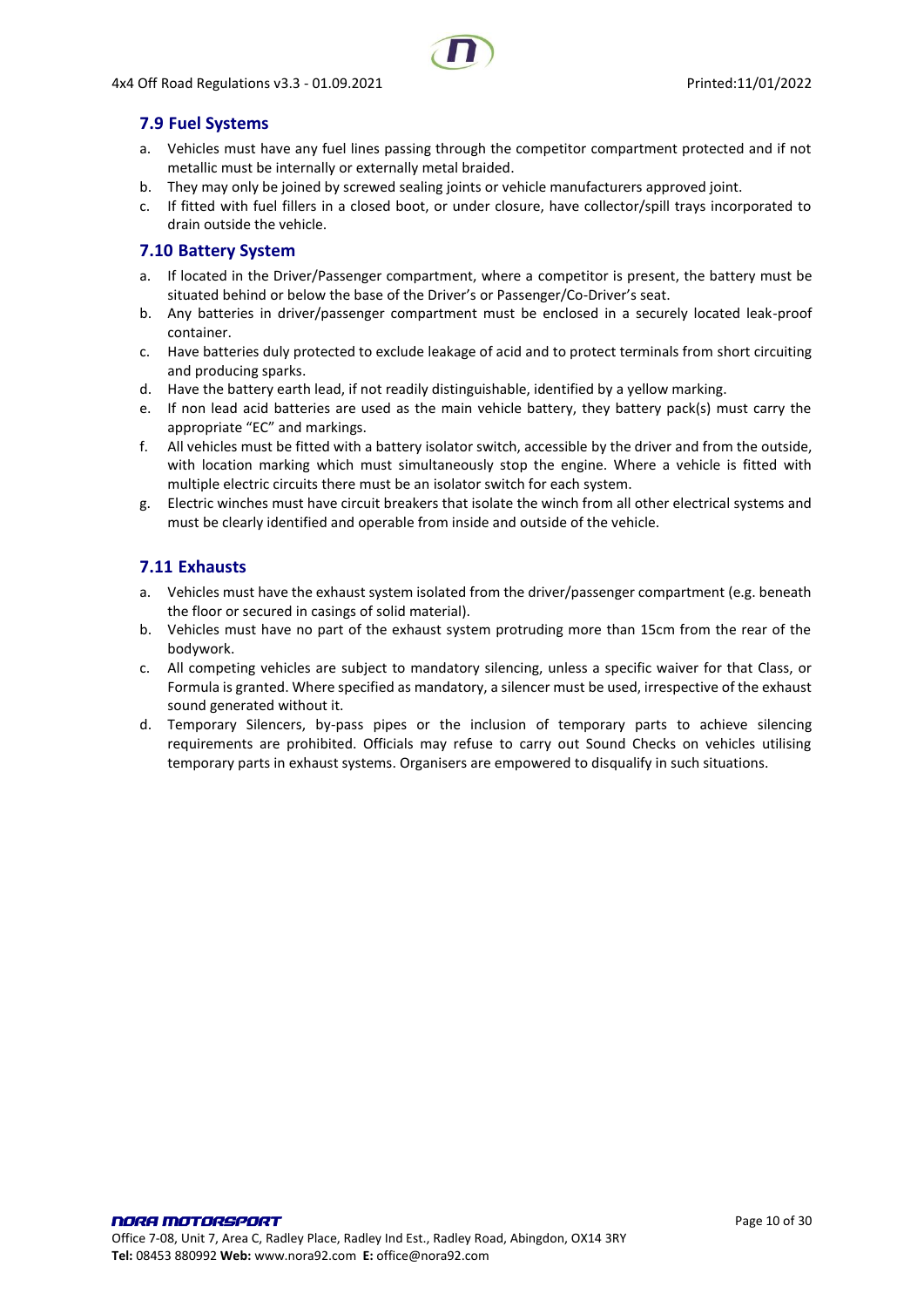## 7.9 Fuel Systems

a. Vehicles must have any fuel lines passing through the competitor compartment protected and if not metallic must be internally or externally metal braided.
b. They may only be joined by screwed sealing joints or vehicle manufacturers approved joint.
c. If fitted with fuel fillers in a closed boot, or under closure, have collector/spill trays incorporated to drain outside the vehicle.

## 7.10 Battery System

a. If located in the Driver/Passenger compartment, where a competitor is present, the battery must be situated behind or below the base of the Driver's or Passenger/Co-Driver's seat.
b. Any batteries in driver/passenger compartment must be enclosed in a securely located leak-proof container.
c. Have batteries duly protected to exclude leakage of acid and to protect terminals from short circuiting and producing sparks.
d. Have the battery earth lead, if not readily distinguishable, identified by a yellow marking.
e. If non lead acid batteries are used as the main vehicle battery, they battery pack(s) must carry the appropriate "EC" and markings.
f. All vehicles must be fitted with a battery isolator switch, accessible by the driver and from the outside, with location marking which must simultaneously stop the engine. Where a vehicle is fitted with multiple electric circuits there must be an isolator switch for each system.
g. Electric winches must have circuit breakers that isolate the winch from all other electrical systems and must be clearly identified and operable from inside and outside of the vehicle.

## 7.11 Exhausts

a. Vehicles must have the exhaust system isolated from the driver/passenger compartment (e.g. beneath the floor or secured in casings of solid material).
b. Vehicles must have no part of the exhaust system protruding more than 15cm from the rear of the bodywork.
c. All competing vehicles are subject to mandatory silencing, unless a specific waiver for that Class, or Formula is granted. Where specified as mandatory, a silencer must be used, irrespective of the exhaust sound generated without it.
d. Temporary Silencers, by-pass pipes or the inclusion of temporary parts to achieve silencing requirements are prohibited. Officials may refuse to carry out Sound Checks on vehicles utilising temporary parts in exhaust systems. Organisers are empowered to disqualify in such situations.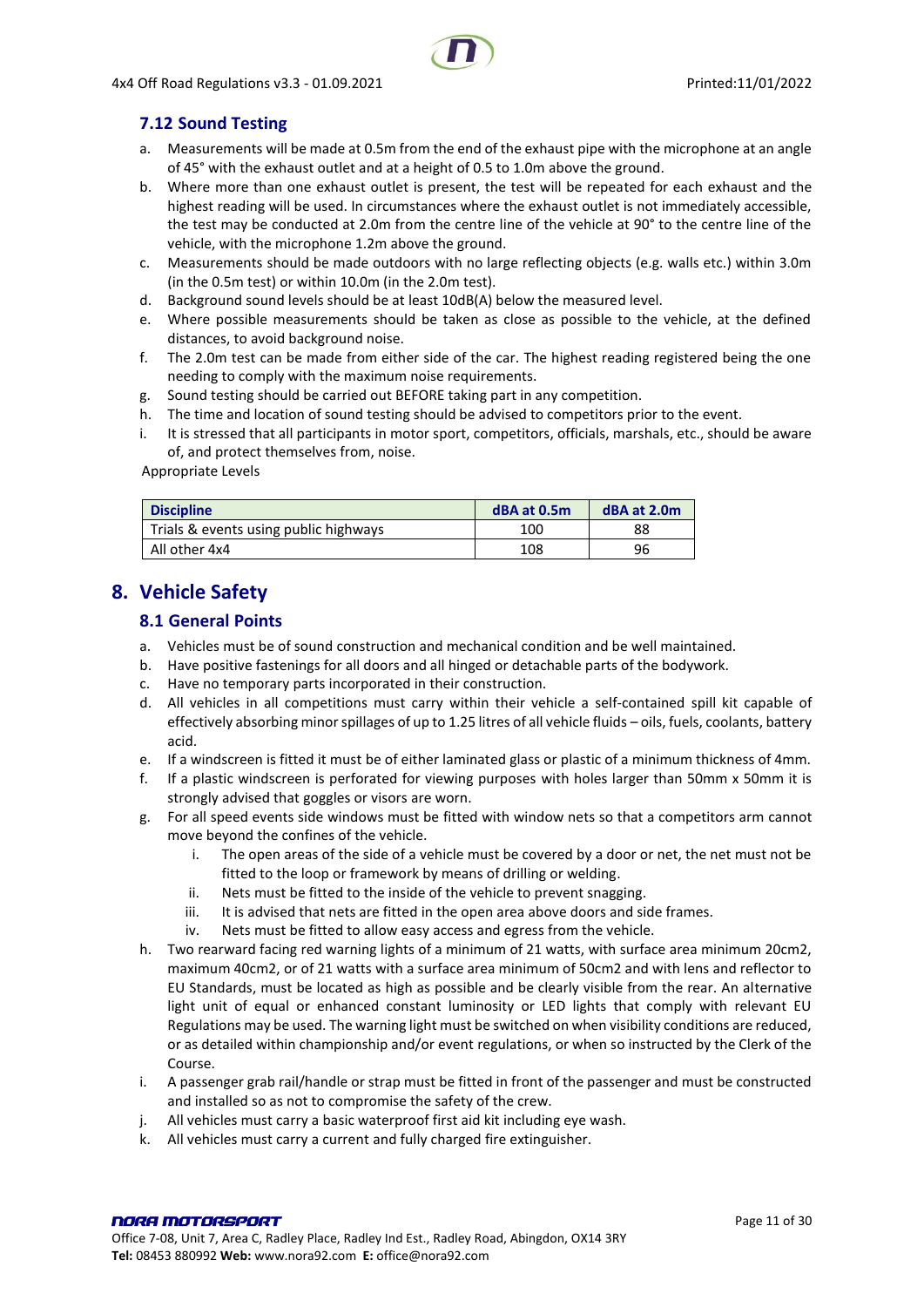### 7.12 Sound Testing

a. Measurements will be made at 0.5m from the end of the exhaust pipe with the microphone at an angle of 45° with the exhaust outlet and at a height of 0.5 to 1.0m above the ground.
b. Where more than one exhaust outlet is present, the test will be repeated for each exhaust and the highest reading will be used. In circumstances where the exhaust outlet is not immediately accessible, the test may be conducted at 2.0m from the centre line of the vehicle at 90° to the centre line of the vehicle, with the microphone 1.2m above the ground.
c. Measurements should be made outdoors with no large reflecting objects (e.g. walls etc.) within 3.0m (in the 0.5m test) or within 10.0m (in the 2.0m test).
d. Background sound levels should be at least 10dB(A) below the measured level.
e. Where possible measurements should be taken as close as possible to the vehicle, at the defined distances, to avoid background noise.
f. The 2.0m test can be made from either side of the car. The highest reading registered being the one needing to comply with the maximum noise requirements.
g. Sound testing should be carried out BEFORE taking part in any competition.
h. The time and location of sound testing should be advised to competitors prior to the event.
i. It is stressed that all participants in motor sport, competitors, officials, marshals, etc., should be aware of, and protect themselves from, noise.

Appropriate Levels

| Discipline | dBA at 0.5m | dBA at 2.0m |
|---|---|---|
| Trials & events using public highways | 100 | 88 |
| All other 4x4 | 108 | 96 |

## 8. Vehicle Safety

### 8.1 General Points

a. Vehicles must be of sound construction and mechanical condition and be well maintained.
b. Have positive fastenings for all doors and all hinged or detachable parts of the bodywork.
c. Have no temporary parts incorporated in their construction.
d. All vehicles in all competitions must carry within their vehicle a self-contained spill kit capable of effectively absorbing minor spillages of up to 1.25 litres of all vehicle fluids – oils, fuels, coolants, battery acid.
e. If a windscreen is fitted it must be of either laminated glass or plastic of a minimum thickness of 4mm.
f. If a plastic windscreen is perforated for viewing purposes with holes larger than 50mm x 50mm it is strongly advised that goggles or visors are worn.
g. For all speed events side windows must be fitted with window nets so that a competitors arm cannot move beyond the confines of the vehicle.
    i. The open areas of the side of a vehicle must be covered by a door or net, the net must not be fitted to the loop or framework by means of drilling or welding.
    ii. Nets must be fitted to the inside of the vehicle to prevent snagging.
    iii. It is advised that nets are fitted in the open area above doors and side frames.
    iv. Nets must be fitted to allow easy access and egress from the vehicle.
h. Two rearward facing red warning lights of a minimum of 21 watts, with surface area minimum 20cm2, maximum 40cm2, or of 21 watts with a surface area minimum of 50cm2 and with lens and reflector to EU Standards, must be located as high as possible and be clearly visible from the rear. An alternative light unit of equal or enhanced constant luminosity or LED lights that comply with relevant EU Regulations may be used. The warning light must be switched on when visibility conditions are reduced, or as detailed within championship and/or event regulations, or when so instructed by the Clerk of the Course.
i. A passenger grab rail/handle or strap must be fitted in front of the passenger and must be constructed and installed so as not to compromise the safety of the crew.
j. All vehicles must carry a basic waterproof first aid kit including eye wash.
k. All vehicles must carry a current and fully charged fire extinguisher.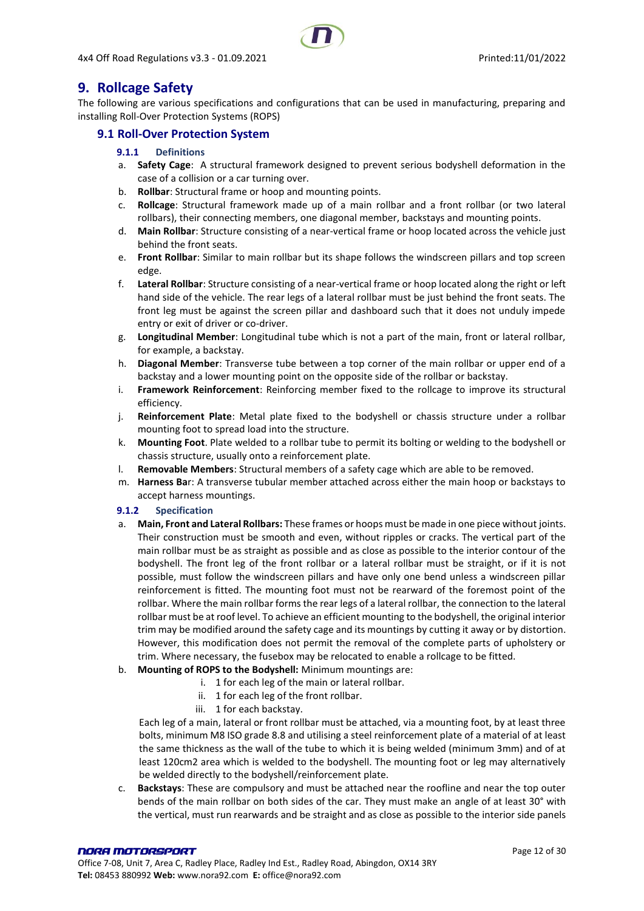# 9. Rollcage Safety

The following are various specifications and configurations that can be used in manufacturing, preparing and installing Roll-Over Protection Systems (ROPS)

## 9.1 Roll-Over Protection System

### 9.1.1 Definitions

a. **Safety Cage**: A structural framework designed to prevent serious bodyshell deformation in the case of a collision or a car turning over.

b. **Rollbar**: Structural frame or hoop and mounting points.

c. **Rollcage**: Structural framework made up of a main rollbar and a front rollbar (or two lateral rollbars), their connecting members, one diagonal member, backstays and mounting points.

d. **Main Rollbar**: Structure consisting of a near-vertical frame or hoop located across the vehicle just behind the front seats.

e. **Front Rollbar**: Similar to main rollbar but its shape follows the windscreen pillars and top screen edge.

f. **Lateral Rollbar**: Structure consisting of a near-vertical frame or hoop located along the right or left hand side of the vehicle. The rear legs of a lateral rollbar must be just behind the front seats. The front leg must be against the screen pillar and dashboard such that it does not unduly impede entry or exit of driver or co-driver.

g. **Longitudinal Member**: Longitudinal tube which is not a part of the main, front or lateral rollbar, for example, a backstay.

h. **Diagonal Member**: Transverse tube between a top corner of the main rollbar or upper end of a backstay and a lower mounting point on the opposite side of the rollbar or backstay.

i. **Framework Reinforcement**: Reinforcing member fixed to the rollcage to improve its structural efficiency.

j. **Reinforcement Plate**: Metal plate fixed to the bodyshell or chassis structure under a rollbar mounting foot to spread load into the structure.

k. **Mounting Foot**. Plate welded to a rollbar tube to permit its bolting or welding to the bodyshell or chassis structure, usually onto a reinforcement plate.

l. **Removable Members**: Structural members of a safety cage which are able to be removed.

m. **Harness Bar**: A transverse tubular member attached across either the main hoop or backstays to accept harness mountings.

### 9.1.2 Specification

a. **Main, Front and Lateral Rollbars:** These frames or hoops must be made in one piece without joints. Their construction must be smooth and even, without ripples or cracks. The vertical part of the main rollbar must be as straight as possible and as close as possible to the interior contour of the bodyshell. The front leg of the front rollbar or a lateral rollbar must be straight, or if it is not possible, must follow the windscreen pillars and have only one bend unless a windscreen pillar reinforcement is fitted. The mounting foot must not be rearward of the foremost point of the rollbar. Where the main rollbar forms the rear legs of a lateral rollbar, the connection to the lateral rollbar must be at roof level. To achieve an efficient mounting to the bodyshell, the original interior trim may be modified around the safety cage and its mountings by cutting it away or by distortion. However, this modification does not permit the removal of the complete parts of upholstery or trim. Where necessary, the fusebox may be relocated to enable a rollcage to be fitted.

b. **Mounting of ROPS to the Bodyshell:** Minimum mountings are:

   i. 1 for each leg of the main or lateral rollbar.
   ii. 1 for each leg of the front rollbar.
   iii. 1 for each backstay.

   Each leg of a main, lateral or front rollbar must be attached, via a mounting foot, by at least three bolts, minimum M8 ISO grade 8.8 and utilising a steel reinforcement plate of a material of at least the same thickness as the wall of the tube to which it is being welded (minimum 3mm) and of at least 120cm2 area which is welded to the bodyshell. The mounting foot or leg may alternatively be welded directly to the bodyshell/reinforcement plate.

c. **Backstays**: These are compulsory and must be attached near the roofline and near the top outer bends of the main rollbar on both sides of the car. They must make an angle of at least 30° with the vertical, must run rearwards and be straight and as close as possible to the interior side panels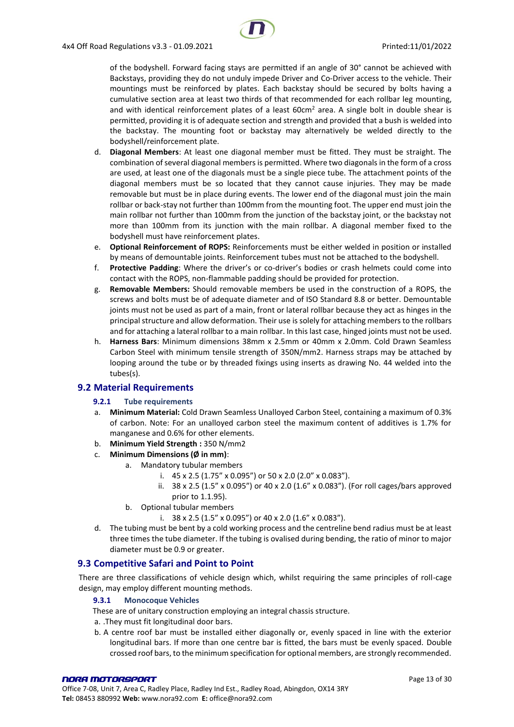of the bodyshell. Forward facing stays are permitted if an angle of 30° cannot be achieved with Backstays, providing they do not unduly impede Driver and Co-Driver access to the vehicle. Their mountings must be reinforced by plates. Each backstay should be secured by bolts having a cumulative section area at least two thirds of that recommended for each rollbar leg mounting, and with identical reinforcement plates of a least 60cm² area. A single bolt in double shear is permitted, providing it is of adequate section and strength and provided that a bush is welded into the backstay. The mounting foot or backstay may alternatively be welded directly to the bodyshell/reinforcement plate.

d. **Diagonal Members**: At least one diagonal member must be fitted. They must be straight. The combination of several diagonal members is permitted. Where two diagonals in the form of a cross are used, at least one of the diagonals must be a single piece tube. The attachment points of the diagonal members must be so located that they cannot cause injuries. They may be made removable but must be in place during events. The lower end of the diagonal must join the main rollbar or back-stay not further than 100mm from the mounting foot. The upper end must join the main rollbar not further than 100mm from the junction of the backstay joint, or the backstay not more than 100mm from its junction with the main rollbar. A diagonal member fixed to the bodyshell must have reinforcement plates.
e. **Optional Reinforcement of ROPS:** Reinforcements must be either welded in position or installed by means of demountable joints. Reinforcement tubes must not be attached to the bodyshell.
f. **Protective Padding**: Where the driver's or co-driver's bodies or crash helmets could come into contact with the ROPS, non-flammable padding should be provided for protection.
g. **Removable Members:** Should removable members be used in the construction of a ROPS, the screws and bolts must be of adequate diameter and of ISO Standard 8.8 or better. Demountable joints must not be used as part of a main, front or lateral rollbar because they act as hinges in the principal structure and allow deformation. Their use is solely for attaching members to the rollbars and for attaching a lateral rollbar to a main rollbar. In this last case, hinged joints must not be used.
h. **Harness Bars**: Minimum dimensions 38mm x 2.5mm or 40mm x 2.0mm. Cold Drawn Seamless Carbon Steel with minimum tensile strength of 350N/mm2. Harness straps may be attached by looping around the tube or by threaded fixings using inserts as drawing No. 44 welded into the tubes(s).

## 9.2 Material Requirements

### 9.2.1 Tube requirements

a. **Minimum Material:** Cold Drawn Seamless Unalloyed Carbon Steel, containing a maximum of 0.3% of carbon. Note: For an unalloyed carbon steel the maximum content of additives is 1.7% for manganese and 0.6% for other elements.
b. **Minimum Yield Strength :** 350 N/mm2
c. **Minimum Dimensions (Ø in mm)**:
    a. Mandatory tubular members
        i. 45 x 2.5 (1.75" x 0.095") or 50 x 2.0 (2.0" x 0.083").
        ii. 38 x 2.5 (1.5" x 0.095") or 40 x 2.0 (1.6" x 0.083"). (For roll cages/bars approved prior to 1.1.95).
    b. Optional tubular members
        i. 38 x 2.5 (1.5" x 0.095") or 40 x 2.0 (1.6" x 0.083").
d. The tubing must be bent by a cold working process and the centreline bend radius must be at least three times the tube diameter. If the tubing is ovalised during bending, the ratio of minor to major diameter must be 0.9 or greater.

## 9.3 Competitive Safari and Point to Point

There are three classifications of vehicle design which, whilst requiring the same principles of roll-cage design, may employ different mounting methods.

### 9.3.1 Monocoque Vehicles

These are of unitary construction employing an integral chassis structure.

a. .They must fit longitudinal door bars.
b. A centre roof bar must be installed either diagonally or, evenly spaced in line with the exterior longitudinal bars. If more than one centre bar is fitted, the bars must be evenly spaced. Double crossed roof bars, to the minimum specification for optional members, are strongly recommended.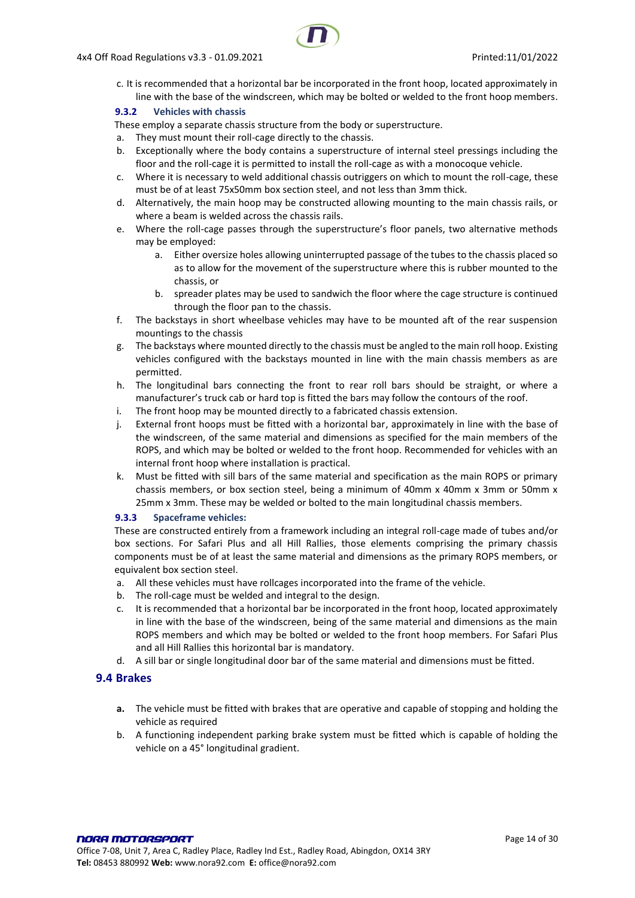c. It is recommended that a horizontal bar be incorporated in the front hoop, located approximately in line with the base of the windscreen, which may be bolted or welded to the front hoop members.

### 9.3.2 Vehicles with chassis

These employ a separate chassis structure from the body or superstructure.

a. They must mount their roll-cage directly to the chassis.
b. Exceptionally where the body contains a superstructure of internal steel pressings including the floor and the roll-cage it is permitted to install the roll-cage as with a monocoque vehicle.
c. Where it is necessary to weld additional chassis outriggers on which to mount the roll-cage, these must be of at least 75x50mm box section steel, and not less than 3mm thick.
d. Alternatively, the main hoop may be constructed allowing mounting to the main chassis rails, or where a beam is welded across the chassis rails.
e. Where the roll-cage passes through the superstructure's floor panels, two alternative methods may be employed:
    a. Either oversize holes allowing uninterrupted passage of the tubes to the chassis placed so as to allow for the movement of the superstructure where this is rubber mounted to the chassis, or
    b. spreader plates may be used to sandwich the floor where the cage structure is continued through the floor pan to the chassis.
f. The backstays in short wheelbase vehicles may have to be mounted aft of the rear suspension mountings to the chassis
g. The backstays where mounted directly to the chassis must be angled to the main roll hoop. Existing vehicles configured with the backstays mounted in line with the main chassis members as are permitted.
h. The longitudinal bars connecting the front to rear roll bars should be straight, or where a manufacturer's truck cab or hard top is fitted the bars may follow the contours of the roof.
i. The front hoop may be mounted directly to a fabricated chassis extension.
j. External front hoops must be fitted with a horizontal bar, approximately in line with the base of the windscreen, of the same material and dimensions as specified for the main members of the ROPS, and which may be bolted or welded to the front hoop. Recommended for vehicles with an internal front hoop where installation is practical.
k. Must be fitted with sill bars of the same material and specification as the main ROPS or primary chassis members, or box section steel, being a minimum of 40mm x 40mm x 3mm or 50mm x 25mm x 3mm. These may be welded or bolted to the main longitudinal chassis members.

### 9.3.3 Spaceframe vehicles:

These are constructed entirely from a framework including an integral roll-cage made of tubes and/or box sections. For Safari Plus and all Hill Rallies, those elements comprising the primary chassis components must be of at least the same material and dimensions as the primary ROPS members, or equivalent box section steel.

a. All these vehicles must have rollcages incorporated into the frame of the vehicle.
b. The roll-cage must be welded and integral to the design.
c. It is recommended that a horizontal bar be incorporated in the front hoop, located approximately in line with the base of the windscreen, being of the same material and dimensions as the main ROPS members and which may be bolted or welded to the front hoop members. For Safari Plus and all Hill Rallies this horizontal bar is mandatory.
d. A sill bar or single longitudinal door bar of the same material and dimensions must be fitted.

## 9.4 Brakes

**a.** The vehicle must be fitted with brakes that are operative and capable of stopping and holding the vehicle as required
b. A functioning independent parking brake system must be fitted which is capable of holding the vehicle on a 45° longitudinal gradient.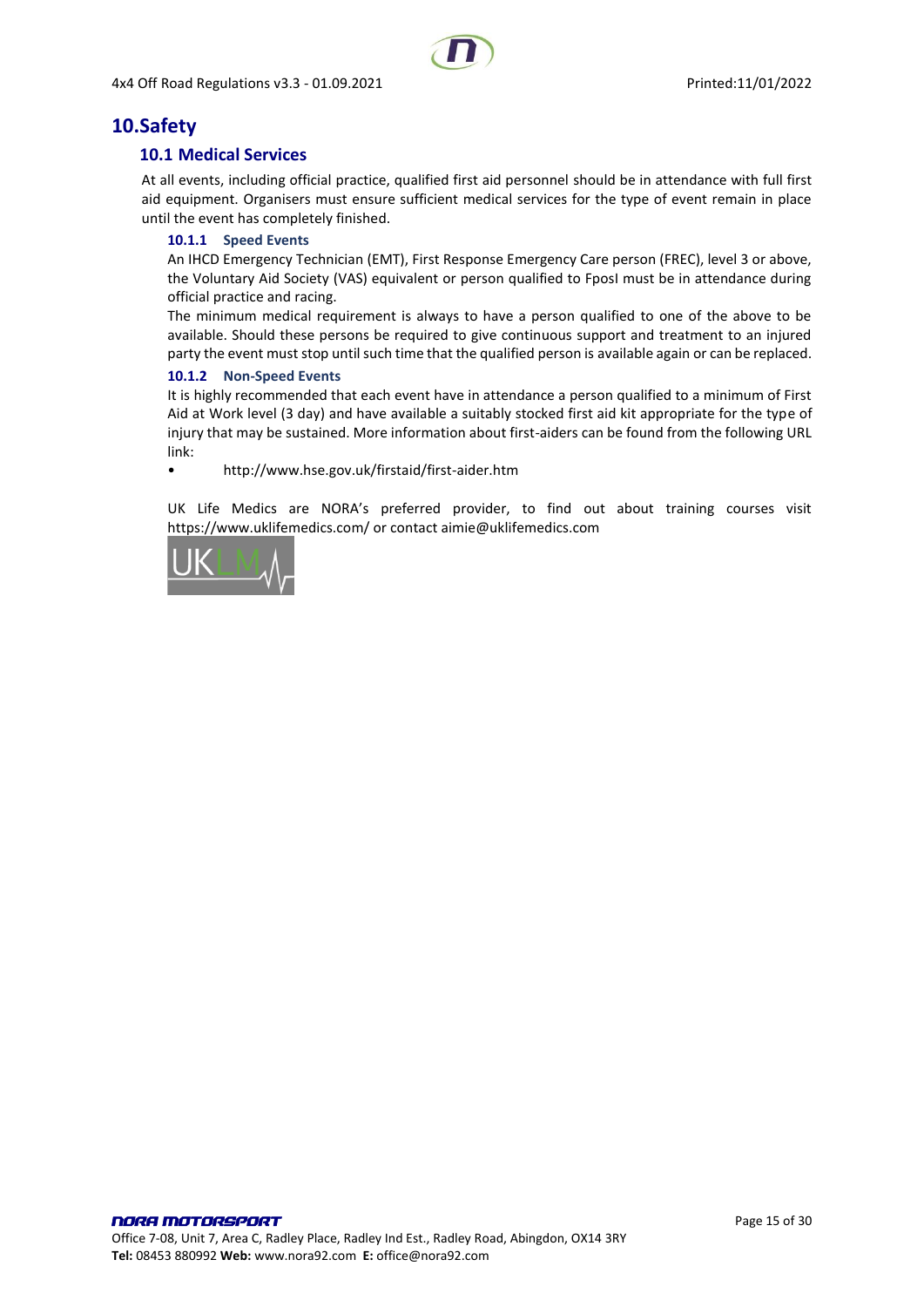# 10. Safety

## 10.1 Medical Services

At all events, including official practice, qualified first aid personnel should be in attendance with full first aid equipment. Organisers must ensure sufficient medical services for the type of event remain in place until the event has completely finished.

### 10.1.1 Speed Events

An IHCD Emergency Technician (EMT), First Response Emergency Care person (FREC), level 3 or above, the Voluntary Aid Society (VAS) equivalent or person qualified to FposI must be in attendance during official practice and racing.

The minimum medical requirement is always to have a person qualified to one of the above to be available. Should these persons be required to give continuous support and treatment to an injured party the event must stop until such time that the qualified person is available again or can be replaced.

### 10.1.2 Non-Speed Events

It is highly recommended that each event have in attendance a person qualified to a minimum of First Aid at Work level (3 day) and have available a suitably stocked first aid kit appropriate for the type of injury that may be sustained. More information about first-aiders can be found from the following URL link:

- http://www.hse.gov.uk/firstaid/first-aider.htm

UK Life Medics are NORA's preferred provider, to find out about training courses visit https://www.uklifemedics.com/ or contact aimie@uklifemedics.com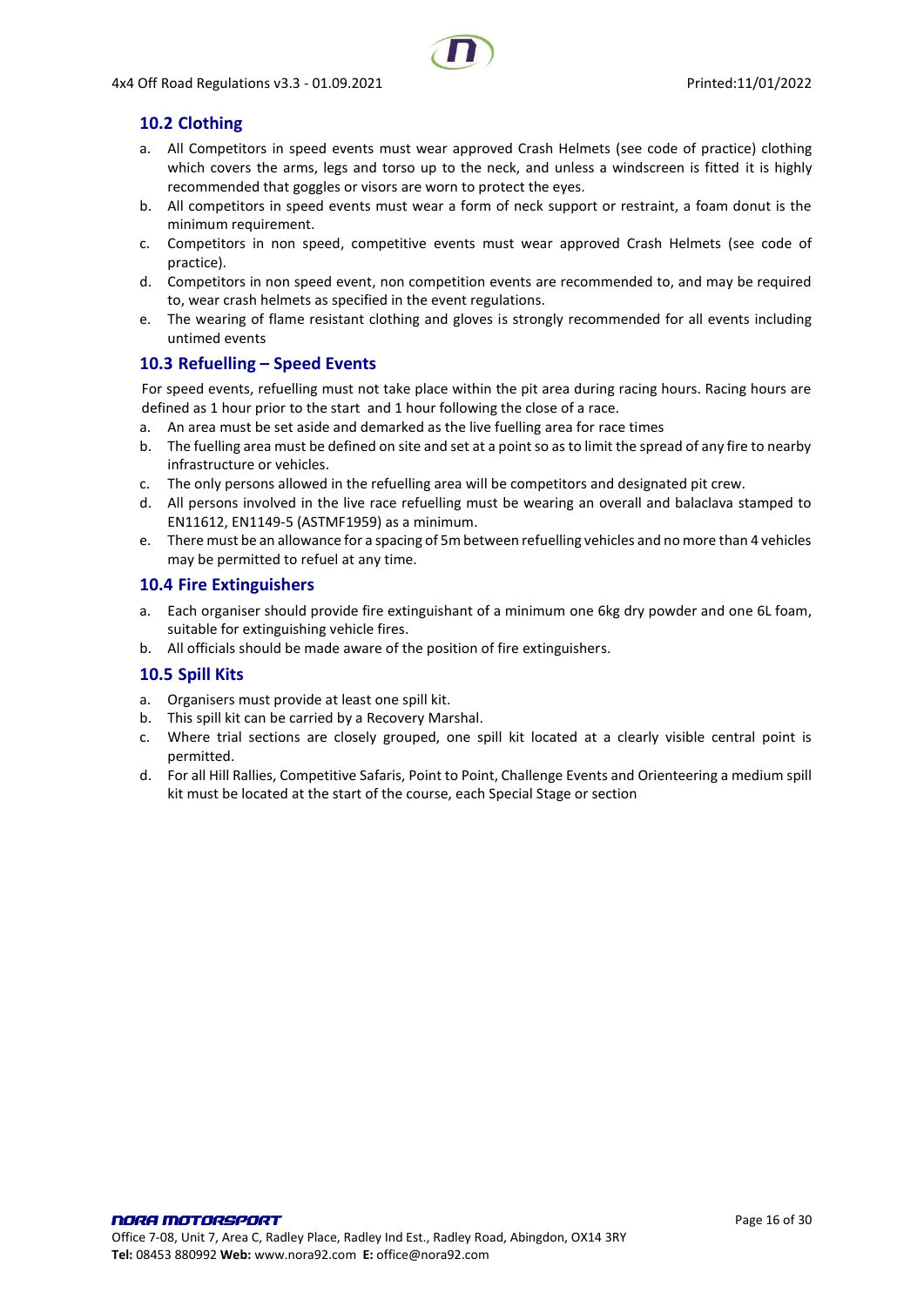## 10.2 Clothing

a. All Competitors in speed events must wear approved Crash Helmets (see code of practice) clothing which covers the arms, legs and torso up to the neck, and unless a windscreen is fitted it is highly recommended that goggles or visors are worn to protect the eyes.
b. All competitors in speed events must wear a form of neck support or restraint, a foam donut is the minimum requirement.
c. Competitors in non speed, competitive events must wear approved Crash Helmets (see code of practice).
d. Competitors in non speed event, non competition events are recommended to, and may be required to, wear crash helmets as specified in the event regulations.
e. The wearing of flame resistant clothing and gloves is strongly recommended for all events including untimed events

## 10.3 Refuelling – Speed Events

For speed events, refuelling must not take place within the pit area during racing hours. Racing hours are defined as 1 hour prior to the start and 1 hour following the close of a race.

a. An area must be set aside and demarked as the live fuelling area for race times
b. The fuelling area must be defined on site and set at a point so as to limit the spread of any fire to nearby infrastructure or vehicles.
c. The only persons allowed in the refuelling area will be competitors and designated pit crew.
d. All persons involved in the live race refuelling must be wearing an overall and balaclava stamped to EN11612, EN1149-5 (ASTMF1959) as a minimum.
e. There must be an allowance for a spacing of 5m between refuelling vehicles and no more than 4 vehicles may be permitted to refuel at any time.

## 10.4 Fire Extinguishers

a. Each organiser should provide fire extinguishant of a minimum one 6kg dry powder and one 6L foam, suitable for extinguishing vehicle fires.
b. All officials should be made aware of the position of fire extinguishers.

## 10.5 Spill Kits

a. Organisers must provide at least one spill kit.
b. This spill kit can be carried by a Recovery Marshal.
c. Where trial sections are closely grouped, one spill kit located at a clearly visible central point is permitted.
d. For all Hill Rallies, Competitive Safaris, Point to Point, Challenge Events and Orienteering a medium spill kit must be located at the start of the course, each Special Stage or section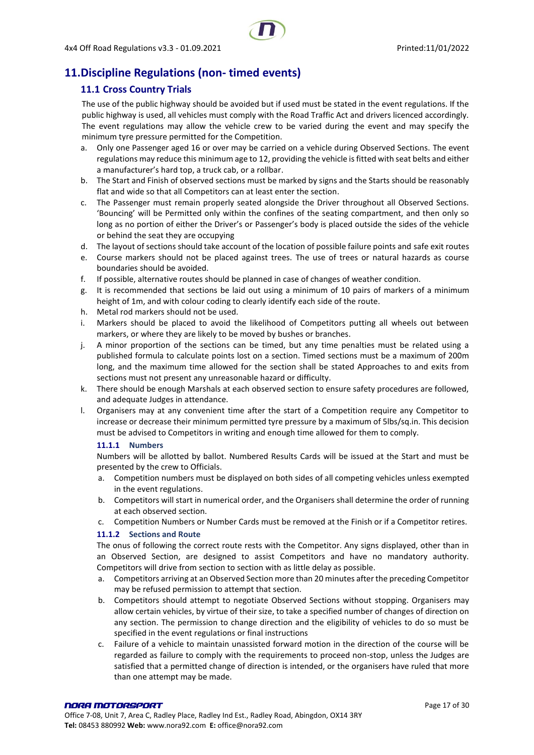# 11. Discipline Regulations (non- timed events)

## 11.1 Cross Country Trials

The use of the public highway should be avoided but if used must be stated in the event regulations. If the public highway is used, all vehicles must comply with the Road Traffic Act and drivers licenced accordingly. The event regulations may allow the vehicle crew to be varied during the event and may specify the minimum tyre pressure permitted for the Competition.

a. Only one Passenger aged 16 or over may be carried on a vehicle during Observed Sections. The event regulations may reduce this minimum age to 12, providing the vehicle is fitted with seat belts and either a manufacturer's hard top, a truck cab, or a rollbar.
b. The Start and Finish of observed sections must be marked by signs and the Starts should be reasonably flat and wide so that all Competitors can at least enter the section.
c. The Passenger must remain properly seated alongside the Driver throughout all Observed Sections. 'Bouncing' will be Permitted only within the confines of the seating compartment, and then only so long as no portion of either the Driver's or Passenger's body is placed outside the sides of the vehicle or behind the seat they are occupying
d. The layout of sections should take account of the location of possible failure points and safe exit routes
e. Course markers should not be placed against trees. The use of trees or natural hazards as course boundaries should be avoided.
f. If possible, alternative routes should be planned in case of changes of weather condition.
g. It is recommended that sections be laid out using a minimum of 10 pairs of markers of a minimum height of 1m, and with colour coding to clearly identify each side of the route.
h. Metal rod markers should not be used.
i. Markers should be placed to avoid the likelihood of Competitors putting all wheels out between markers, or where they are likely to be moved by bushes or branches.
j. A minor proportion of the sections can be timed, but any time penalties must be related using a published formula to calculate points lost on a section. Timed sections must be a maximum of 200m long, and the maximum time allowed for the section shall be stated Approaches to and exits from sections must not present any unreasonable hazard or difficulty.
k. There should be enough Marshals at each observed section to ensure safety procedures are followed, and adequate Judges in attendance.
l. Organisers may at any convenient time after the start of a Competition require any Competitor to increase or decrease their minimum permitted tyre pressure by a maximum of 5lbs/sq.in. This decision must be advised to Competitors in writing and enough time allowed for them to comply.

### 11.1.1 Numbers

Numbers will be allotted by ballot. Numbered Results Cards will be issued at the Start and must be presented by the crew to Officials.

a. Competition numbers must be displayed on both sides of all competing vehicles unless exempted in the event regulations.
b. Competitors will start in numerical order, and the Organisers shall determine the order of running at each observed section.
c. Competition Numbers or Number Cards must be removed at the Finish or if a Competitor retires.

### 11.1.2 Sections and Route

The onus of following the correct route rests with the Competitor. Any signs displayed, other than in an Observed Section, are designed to assist Competitors and have no mandatory authority. Competitors will drive from section to section with as little delay as possible.

a. Competitors arriving at an Observed Section more than 20 minutes after the preceding Competitor may be refused permission to attempt that section.
b. Competitors should attempt to negotiate Observed Sections without stopping. Organisers may allow certain vehicles, by virtue of their size, to take a specified number of changes of direction on any section. The permission to change direction and the eligibility of vehicles to do so must be specified in the event regulations or final instructions
c. Failure of a vehicle to maintain unassisted forward motion in the direction of the course will be regarded as failure to comply with the requirements to proceed non-stop, unless the Judges are satisfied that a permitted change of direction is intended, or the organisers have ruled that more than one attempt may be made.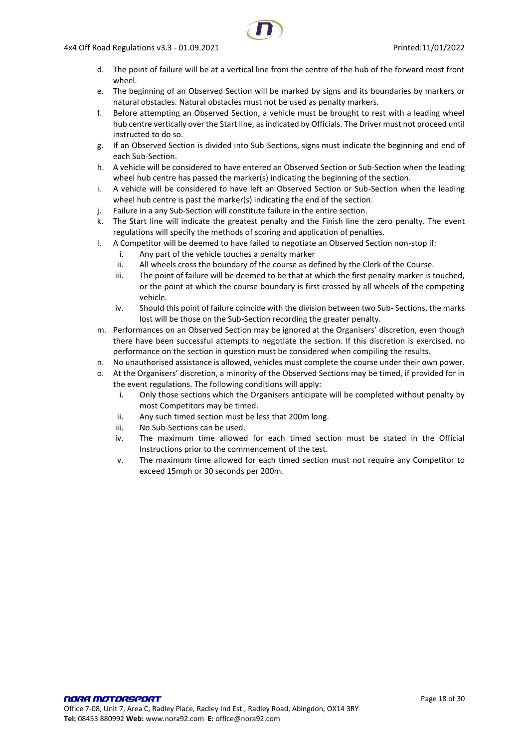d. The point of failure will be at a vertical line from the centre of the hub of the forward most front wheel.
e. The beginning of an Observed Section will be marked by signs and its boundaries by markers or natural obstacles. Natural obstacles must not be used as penalty markers.
f. Before attempting an Observed Section, a vehicle must be brought to rest with a leading wheel hub centre vertically over the Start line, as indicated by Officials. The Driver must not proceed until instructed to do so.
g. If an Observed Section is divided into Sub-Sections, signs must indicate the beginning and end of each Sub-Section.
h. A vehicle will be considered to have entered an Observed Section or Sub-Section when the leading wheel hub centre has passed the marker(s) indicating the beginning of the section.
i. A vehicle will be considered to have left an Observed Section or Sub-Section when the leading wheel hub centre is past the marker(s) indicating the end of the section.
j. Failure in a any Sub-Section will constitute failure in the entire section.
k. The Start line will indicate the greatest penalty and the Finish line the zero penalty. The event regulations will specify the methods of scoring and application of penalties.
l. A Competitor will be deemed to have failed to negotiate an Observed Section non-stop if:
    i. Any part of the vehicle touches a penalty marker
    ii. All wheels cross the boundary of the course as defined by the Clerk of the Course.
    iii. The point of failure will be deemed to be that at which the first penalty marker is touched, or the point at which the course boundary is first crossed by all wheels of the competing vehicle.
    iv. Should this point of failure coincide with the division between two Sub- Sections, the marks lost will be those on the Sub-Section recording the greater penalty.
m. Performances on an Observed Section may be ignored at the Organisers' discretion, even though there have been successful attempts to negotiate the section. If this discretion is exercised, no performance on the section in question must be considered when compiling the results.
n. No unauthorised assistance is allowed, vehicles must complete the course under their own power.
o. At the Organisers' discretion, a minority of the Observed Sections may be timed, if provided for in the event regulations. The following conditions will apply:
    i. Only those sections which the Organisers anticipate will be completed without penalty by most Competitors may be timed.
    ii. Any such timed section must be less that 200m long.
    iii. No Sub-Sections can be used.
    iv. The maximum time allowed for each timed section must be stated in the Official Instructions prior to the commencement of the test.
    v. The maximum time allowed for each timed section must not require any Competitor to exceed 15mph or 30 seconds per 200m.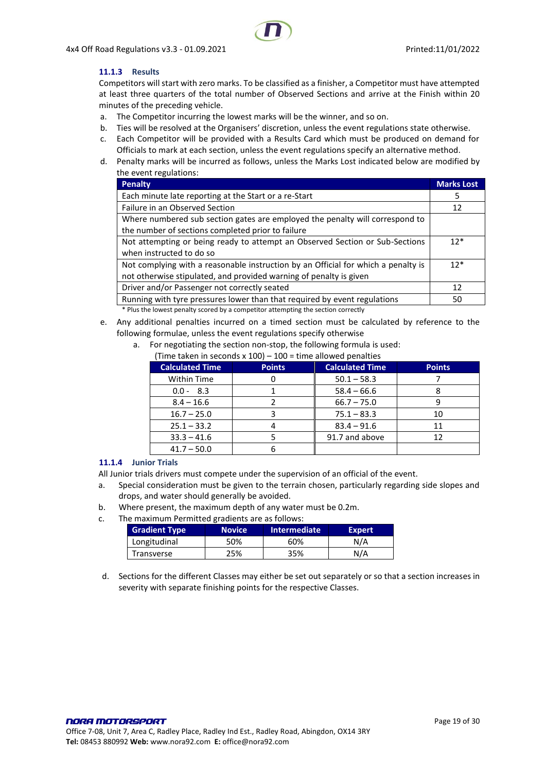### 11.1.3 Results

Competitors will start with zero marks. To be classified as a finisher, a Competitor must have attempted at least three quarters of the total number of Observed Sections and arrive at the Finish within 20 minutes of the preceding vehicle.

a. The Competitor incurring the lowest marks will be the winner, and so on.
b. Ties will be resolved at the Organisers' discretion, unless the event regulations state otherwise.
c. Each Competitor will be provided with a Results Card which must be produced on demand for Officials to mark at each section, unless the event regulations specify an alternative method.
d. Penalty marks will be incurred as follows, unless the Marks Lost indicated below are modified by the event regulations:

| Penalty | Marks Lost |
|---|---|
| Each minute late reporting at the Start or a re-Start | 5 |
| Failure in an Observed Section | 12 |
| Where numbered sub section gates are employed the penalty will correspond to the number of sections completed prior to failure | |
| Not attempting or being ready to attempt an Observed Section or Sub-Sections when instructed to do so | 12* |
| Not complying with a reasonable instruction by an Official for which a penalty is not otherwise stipulated, and provided warning of penalty is given | 12* |
| Driver and/or Passenger not correctly seated | 12 |
| Running with tyre pressures lower than that required by event regulations | 50 |

\* Plus the lowest penalty scored by a competitor attempting the section correctly

e. Any additional penalties incurred on a timed section must be calculated by reference to the following formulae, unless the event regulations specify otherwise
   a. For negotiating the section non-stop, the following formula is used:
      (Time taken in seconds x 100) – 100 = time allowed penalties

| Calculated Time | Points | Calculated Time | Points |
|---|---|---|---|
| Within Time | 0 | 50.1 – 58.3 | 7 |
| 0.0 - 8.3 | 1 | 58.4 – 66.6 | 8 |
| 8.4 – 16.6 | 2 | 66.7 – 75.0 | 9 |
| 16.7 – 25.0 | 3 | 75.1 – 83.3 | 10 |
| 25.1 – 33.2 | 4 | 83.4 – 91.6 | 11 |
| 33.3 – 41.6 | 5 | 91.7 and above | 12 |
| 41.7 – 50.0 | 6 | | |

### 11.1.4 Junior Trials

All Junior trials drivers must compete under the supervision of an official of the event.

a. Special consideration must be given to the terrain chosen, particularly regarding side slopes and drops, and water should generally be avoided.
b. Where present, the maximum depth of any water must be 0.2m.
c. The maximum Permitted gradients are as follows:

| Gradient Type | Novice | Intermediate | Expert |
|---|---|---|---|
| Longitudinal | 50% | 60% | N/A |
| Transverse | 25% | 35% | N/A |

d. Sections for the different Classes may either be set out separately or so that a section increases in severity with separate finishing points for the respective Classes.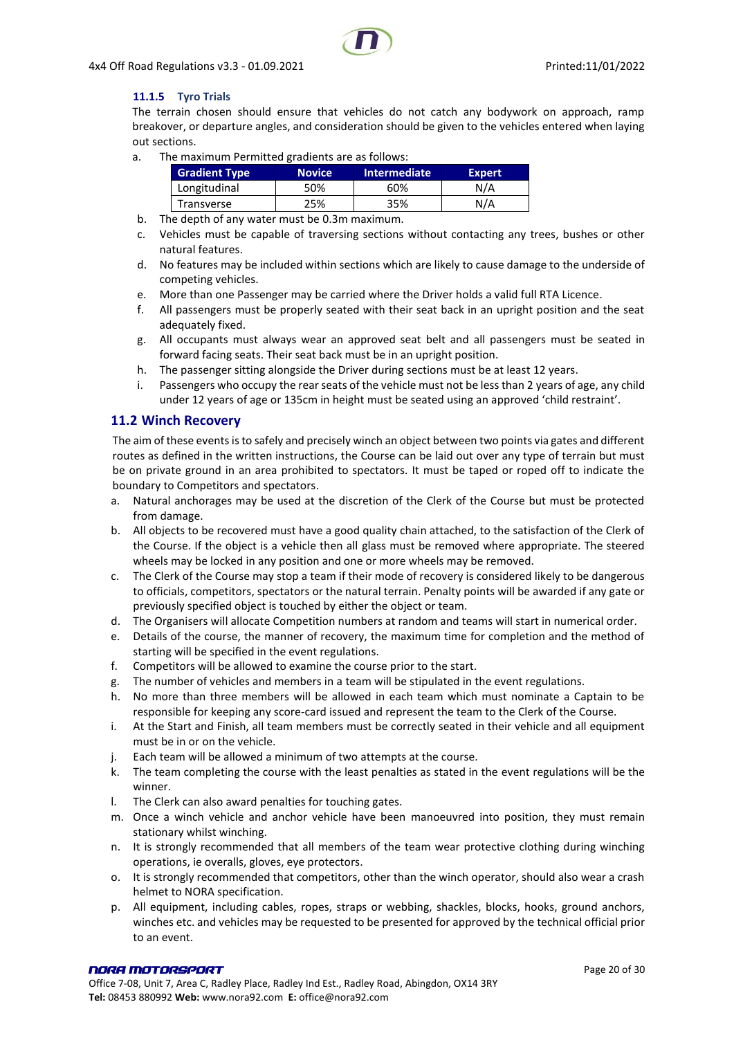#### 11.1.5 Tyro Trials

The terrain chosen should ensure that vehicles do not catch any bodywork on approach, ramp breakover, or departure angles, and consideration should be given to the vehicles entered when laying out sections.

a. The maximum Permitted gradients are as follows:

| Gradient Type | Novice | Intermediate | Expert |
|---|---|---|---|
| Longitudinal | 50% | 60% | N/A |
| Transverse | 25% | 35% | N/A |

b. The depth of any water must be 0.3m maximum.

c. Vehicles must be capable of traversing sections without contacting any trees, bushes or other natural features.

d. No features may be included within sections which are likely to cause damage to the underside of competing vehicles.

e. More than one Passenger may be carried where the Driver holds a valid full RTA Licence.

f. All passengers must be properly seated with their seat back in an upright position and the seat adequately fixed.

g. All occupants must always wear an approved seat belt and all passengers must be seated in forward facing seats. Their seat back must be in an upright position.

h. The passenger sitting alongside the Driver during sections must be at least 12 years.

i. Passengers who occupy the rear seats of the vehicle must not be less than 2 years of age, any child under 12 years of age or 135cm in height must be seated using an approved 'child restraint'.

### 11.2 Winch Recovery

The aim of these events is to safely and precisely winch an object between two points via gates and different routes as defined in the written instructions, the Course can be laid out over any type of terrain but must be on private ground in an area prohibited to spectators. It must be taped or roped off to indicate the boundary to Competitors and spectators.

a. Natural anchorages may be used at the discretion of the Clerk of the Course but must be protected from damage.

b. All objects to be recovered must have a good quality chain attached, to the satisfaction of the Clerk of the Course. If the object is a vehicle then all glass must be removed where appropriate. The steered wheels may be locked in any position and one or more wheels may be removed.

c. The Clerk of the Course may stop a team if their mode of recovery is considered likely to be dangerous to officials, competitors, spectators or the natural terrain. Penalty points will be awarded if any gate or previously specified object is touched by either the object or team.

d. The Organisers will allocate Competition numbers at random and teams will start in numerical order.

e. Details of the course, the manner of recovery, the maximum time for completion and the method of starting will be specified in the event regulations.

f. Competitors will be allowed to examine the course prior to the start.

g. The number of vehicles and members in a team will be stipulated in the event regulations.

h. No more than three members will be allowed in each team which must nominate a Captain to be responsible for keeping any score-card issued and represent the team to the Clerk of the Course.

i. At the Start and Finish, all team members must be correctly seated in their vehicle and all equipment must be in or on the vehicle.

j. Each team will be allowed a minimum of two attempts at the course.

k. The team completing the course with the least penalties as stated in the event regulations will be the winner.

l. The Clerk can also award penalties for touching gates.

m. Once a winch vehicle and anchor vehicle have been manoeuvred into position, they must remain stationary whilst winching.

n. It is strongly recommended that all members of the team wear protective clothing during winching operations, ie overalls, gloves, eye protectors.

o. It is strongly recommended that competitors, other than the winch operator, should also wear a crash helmet to NORA specification.

p. All equipment, including cables, ropes, straps or webbing, shackles, blocks, hooks, ground anchors, winches etc. and vehicles may be requested to be presented for approved by the technical official prior to an event.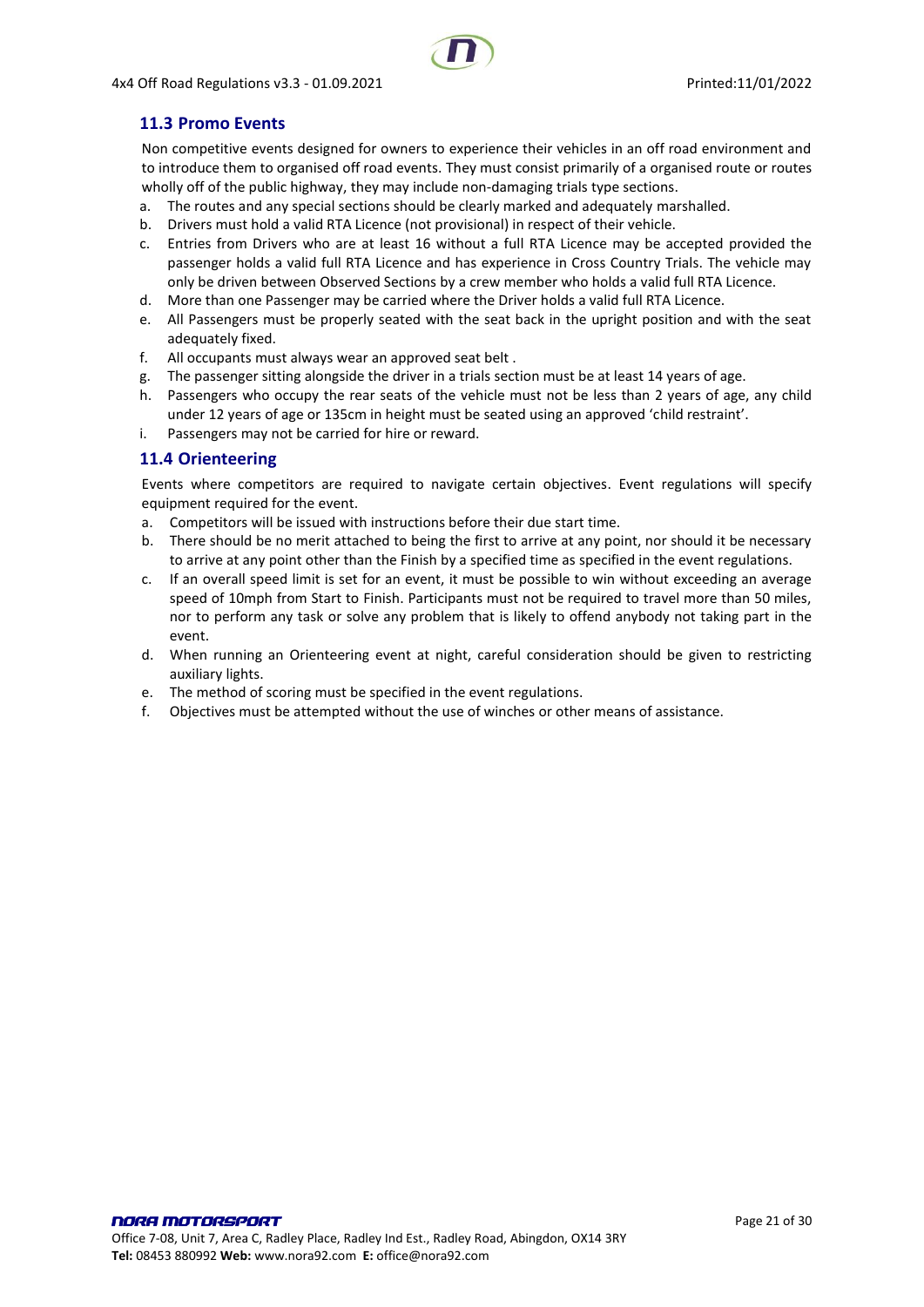## 11.3 Promo Events

Non competitive events designed for owners to experience their vehicles in an off road environment and to introduce them to organised off road events. They must consist primarily of a organised route or routes wholly off of the public highway, they may include non-damaging trials type sections.

a. The routes and any special sections should be clearly marked and adequately marshalled.
b. Drivers must hold a valid RTA Licence (not provisional) in respect of their vehicle.
c. Entries from Drivers who are at least 16 without a full RTA Licence may be accepted provided the passenger holds a valid full RTA Licence and has experience in Cross Country Trials. The vehicle may only be driven between Observed Sections by a crew member who holds a valid full RTA Licence.
d. More than one Passenger may be carried where the Driver holds a valid full RTA Licence.
e. All Passengers must be properly seated with the seat back in the upright position and with the seat adequately fixed.
f. All occupants must always wear an approved seat belt .
g. The passenger sitting alongside the driver in a trials section must be at least 14 years of age.
h. Passengers who occupy the rear seats of the vehicle must not be less than 2 years of age, any child under 12 years of age or 135cm in height must be seated using an approved 'child restraint'.
i. Passengers may not be carried for hire or reward.

## 11.4 Orienteering

Events where competitors are required to navigate certain objectives. Event regulations will specify equipment required for the event.

a. Competitors will be issued with instructions before their due start time.
b. There should be no merit attached to being the first to arrive at any point, nor should it be necessary to arrive at any point other than the Finish by a specified time as specified in the event regulations.
c. If an overall speed limit is set for an event, it must be possible to win without exceeding an average speed of 10mph from Start to Finish. Participants must not be required to travel more than 50 miles, nor to perform any task or solve any problem that is likely to offend anybody not taking part in the event.
d. When running an Orienteering event at night, careful consideration should be given to restricting auxiliary lights.
e. The method of scoring must be specified in the event regulations.
f. Objectives must be attempted without the use of winches or other means of assistance.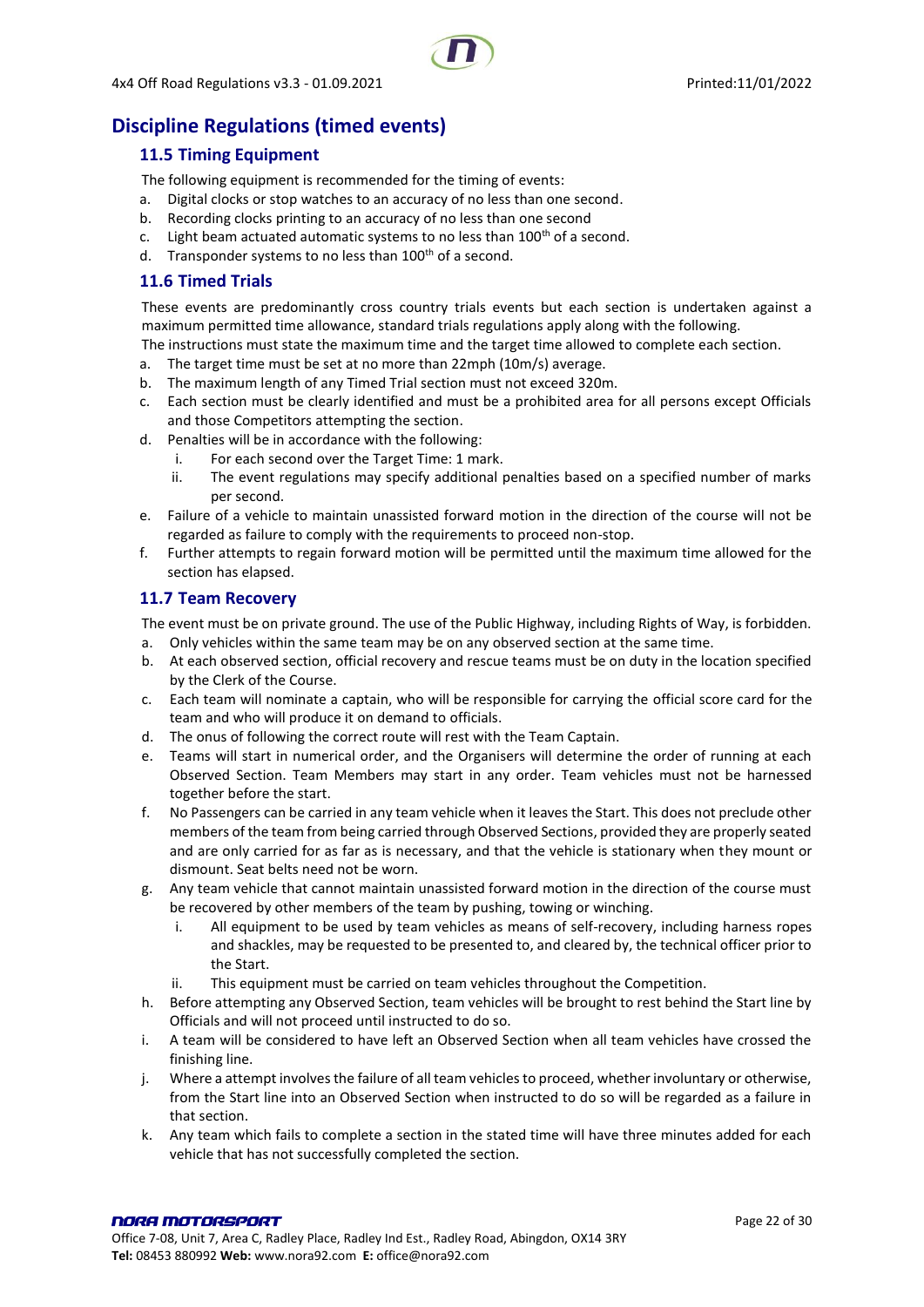# Discipline Regulations (timed events)

## 11.5 Timing Equipment

The following equipment is recommended for the timing of events:

a. Digital clocks or stop watches to an accuracy of no less than one second.
b. Recording clocks printing to an accuracy of no less than one second
c. Light beam actuated automatic systems to no less than 100th of a second.
d. Transponder systems to no less than 100th of a second.

## 11.6 Timed Trials

These events are predominantly cross country trials events but each section is undertaken against a maximum permitted time allowance, standard trials regulations apply along with the following.

The instructions must state the maximum time and the target time allowed to complete each section.

a. The target time must be set at no more than 22mph (10m/s) average.
b. The maximum length of any Timed Trial section must not exceed 320m.
c. Each section must be clearly identified and must be a prohibited area for all persons except Officials and those Competitors attempting the section.
d. Penalties will be in accordance with the following:
    i. For each second over the Target Time: 1 mark.
    ii. The event regulations may specify additional penalties based on a specified number of marks per second.
e. Failure of a vehicle to maintain unassisted forward motion in the direction of the course will not be regarded as failure to comply with the requirements to proceed non-stop.
f. Further attempts to regain forward motion will be permitted until the maximum time allowed for the section has elapsed.

## 11.7 Team Recovery

The event must be on private ground. The use of the Public Highway, including Rights of Way, is forbidden.

a. Only vehicles within the same team may be on any observed section at the same time.
b. At each observed section, official recovery and rescue teams must be on duty in the location specified by the Clerk of the Course.
c. Each team will nominate a captain, who will be responsible for carrying the official score card for the team and who will produce it on demand to officials.
d. The onus of following the correct route will rest with the Team Captain.
e. Teams will start in numerical order, and the Organisers will determine the order of running at each Observed Section. Team Members may start in any order. Team vehicles must not be harnessed together before the start.
f. No Passengers can be carried in any team vehicle when it leaves the Start. This does not preclude other members of the team from being carried through Observed Sections, provided they are properly seated and are only carried for as far as is necessary, and that the vehicle is stationary when they mount or dismount. Seat belts need not be worn.
g. Any team vehicle that cannot maintain unassisted forward motion in the direction of the course must be recovered by other members of the team by pushing, towing or winching.
    i. All equipment to be used by team vehicles as means of self-recovery, including harness ropes and shackles, may be requested to be presented to, and cleared by, the technical officer prior to the Start.
    ii. This equipment must be carried on team vehicles throughout the Competition.
h. Before attempting any Observed Section, team vehicles will be brought to rest behind the Start line by Officials and will not proceed until instructed to do so.
i. A team will be considered to have left an Observed Section when all team vehicles have crossed the finishing line.
j. Where a attempt involves the failure of all team vehicles to proceed, whether involuntary or otherwise, from the Start line into an Observed Section when instructed to do so will be regarded as a failure in that section.
k. Any team which fails to complete a section in the stated time will have three minutes added for each vehicle that has not successfully completed the section.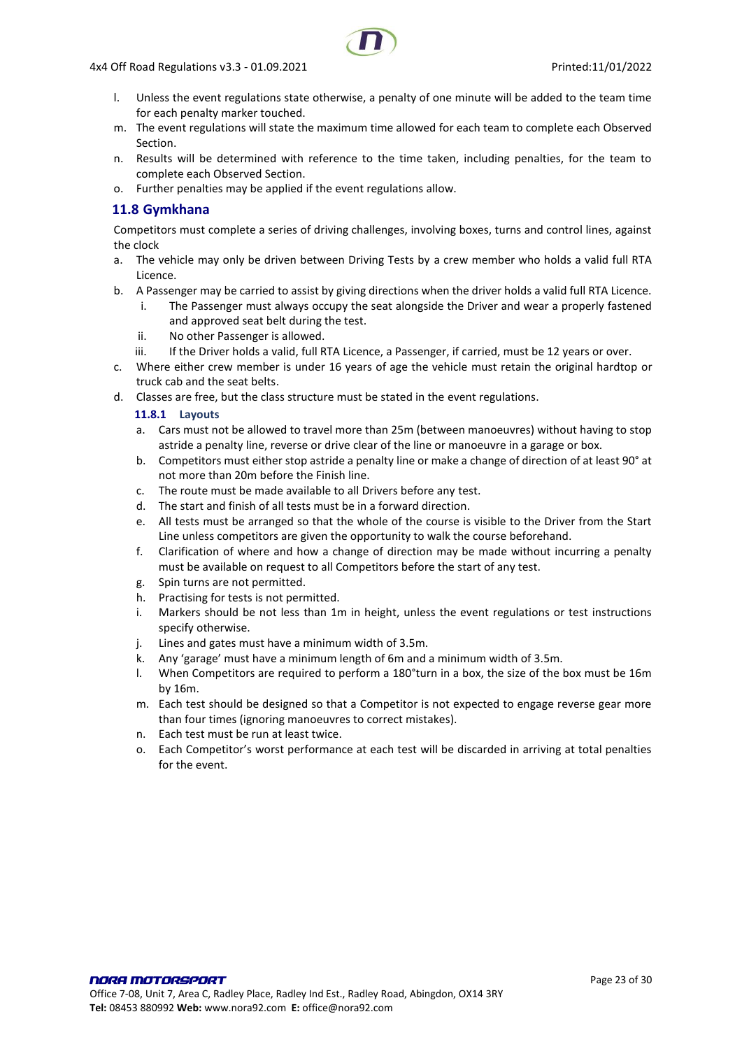l. Unless the event regulations state otherwise, a penalty of one minute will be added to the team time for each penalty marker touched.
m. The event regulations will state the maximum time allowed for each team to complete each Observed Section.
n. Results will be determined with reference to the time taken, including penalties, for the team to complete each Observed Section.
o. Further penalties may be applied if the event regulations allow.

## 11.8 Gymkhana

Competitors must complete a series of driving challenges, involving boxes, turns and control lines, against the clock

a. The vehicle may only be driven between Driving Tests by a crew member who holds a valid full RTA Licence.
b. A Passenger may be carried to assist by giving directions when the driver holds a valid full RTA Licence.
   i. The Passenger must always occupy the seat alongside the Driver and wear a properly fastened and approved seat belt during the test.
   ii. No other Passenger is allowed.
   iii. If the Driver holds a valid, full RTA Licence, a Passenger, if carried, must be 12 years or over.
c. Where either crew member is under 16 years of age the vehicle must retain the original hardtop or truck cab and the seat belts.
d. Classes are free, but the class structure must be stated in the event regulations.

### 11.8.1 Layouts

a. Cars must not be allowed to travel more than 25m (between manoeuvres) without having to stop astride a penalty line, reverse or drive clear of the line or manoeuvre in a garage or box.
b. Competitors must either stop astride a penalty line or make a change of direction of at least 90° at not more than 20m before the Finish line.
c. The route must be made available to all Drivers before any test.
d. The start and finish of all tests must be in a forward direction.
e. All tests must be arranged so that the whole of the course is visible to the Driver from the Start Line unless competitors are given the opportunity to walk the course beforehand.
f. Clarification of where and how a change of direction may be made without incurring a penalty must be available on request to all Competitors before the start of any test.
g. Spin turns are not permitted.
h. Practising for tests is not permitted.
i. Markers should be not less than 1m in height, unless the event regulations or test instructions specify otherwise.
j. Lines and gates must have a minimum width of 3.5m.
k. Any 'garage' must have a minimum length of 6m and a minimum width of 3.5m.
l. When Competitors are required to perform a 180°turn in a box, the size of the box must be 16m by 16m.
m. Each test should be designed so that a Competitor is not expected to engage reverse gear more than four times (ignoring manoeuvres to correct mistakes).
n. Each test must be run at least twice.
o. Each Competitor's worst performance at each test will be discarded in arriving at total penalties for the event.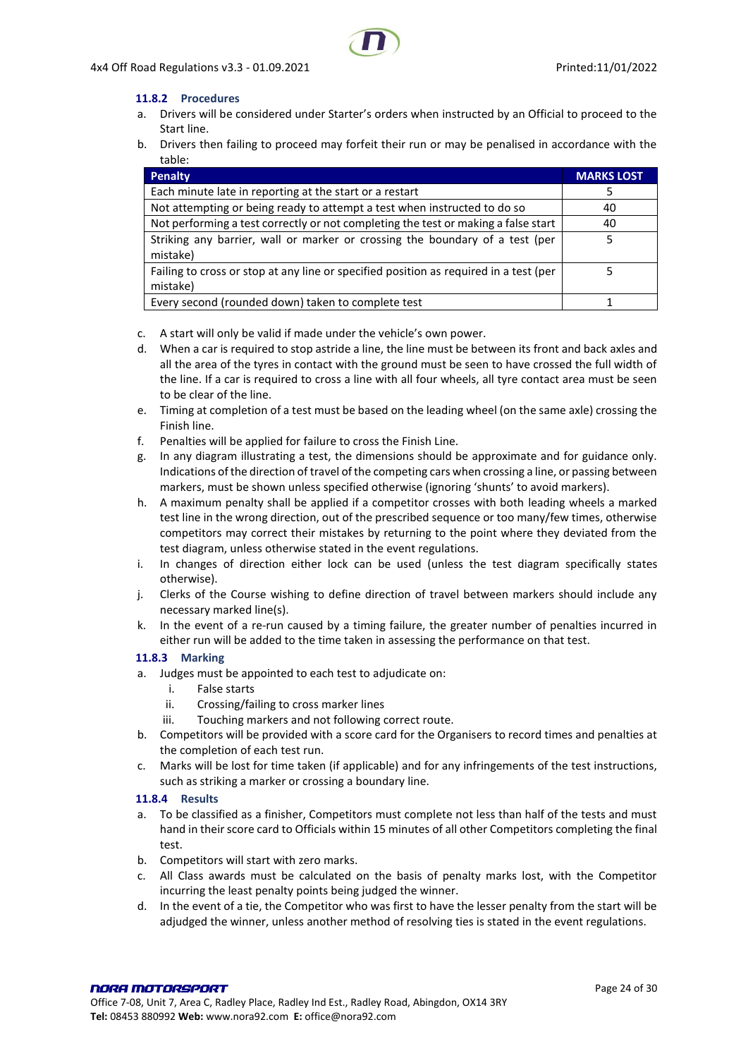#### 11.8.2 Procedures

a. Drivers will be considered under Starter's orders when instructed by an Official to proceed to the Start line.

b. Drivers then failing to proceed may forfeit their run or may be penalised in accordance with the table:

| Penalty | MARKS LOST |
|---|---|
| Each minute late in reporting at the start or a restart | 5 |
| Not attempting or being ready to attempt a test when instructed to do so | 40 |
| Not performing a test correctly or not completing the test or making a false start | 40 |
| Striking any barrier, wall or marker or crossing the boundary of a test (per mistake) | 5 |
| Failing to cross or stop at any line or specified position as required in a test (per mistake) | 5 |
| Every second (rounded down) taken to complete test | 1 |

c. A start will only be valid if made under the vehicle's own power.

d. When a car is required to stop astride a line, the line must be between its front and back axles and all the area of the tyres in contact with the ground must be seen to have crossed the full width of the line. If a car is required to cross a line with all four wheels, all tyre contact area must be seen to be clear of the line.

e. Timing at completion of a test must be based on the leading wheel (on the same axle) crossing the Finish line.

f. Penalties will be applied for failure to cross the Finish Line.

g. In any diagram illustrating a test, the dimensions should be approximate and for guidance only. Indications of the direction of travel of the competing cars when crossing a line, or passing between markers, must be shown unless specified otherwise (ignoring 'shunts' to avoid markers).

h. A maximum penalty shall be applied if a competitor crosses with both leading wheels a marked test line in the wrong direction, out of the prescribed sequence or too many/few times, otherwise competitors may correct their mistakes by returning to the point where they deviated from the test diagram, unless otherwise stated in the event regulations.

i. In changes of direction either lock can be used (unless the test diagram specifically states otherwise).

j. Clerks of the Course wishing to define direction of travel between markers should include any necessary marked line(s).

k. In the event of a re-run caused by a timing failure, the greater number of penalties incurred in either run will be added to the time taken in assessing the performance on that test.

#### 11.8.3 Marking

a. Judges must be appointed to each test to adjudicate on:
   i. False starts
   ii. Crossing/failing to cross marker lines
   iii. Touching markers and not following correct route.

b. Competitors will be provided with a score card for the Organisers to record times and penalties at the completion of each test run.

c. Marks will be lost for time taken (if applicable) and for any infringements of the test instructions, such as striking a marker or crossing a boundary line.

#### 11.8.4 Results

a. To be classified as a finisher, Competitors must complete not less than half of the tests and must hand in their score card to Officials within 15 minutes of all other Competitors completing the final test.

b. Competitors will start with zero marks.

c. All Class awards must be calculated on the basis of penalty marks lost, with the Competitor incurring the least penalty points being judged the winner.

d. In the event of a tie, the Competitor who was first to have the lesser penalty from the start will be adjudged the winner, unless another method of resolving ties is stated in the event regulations.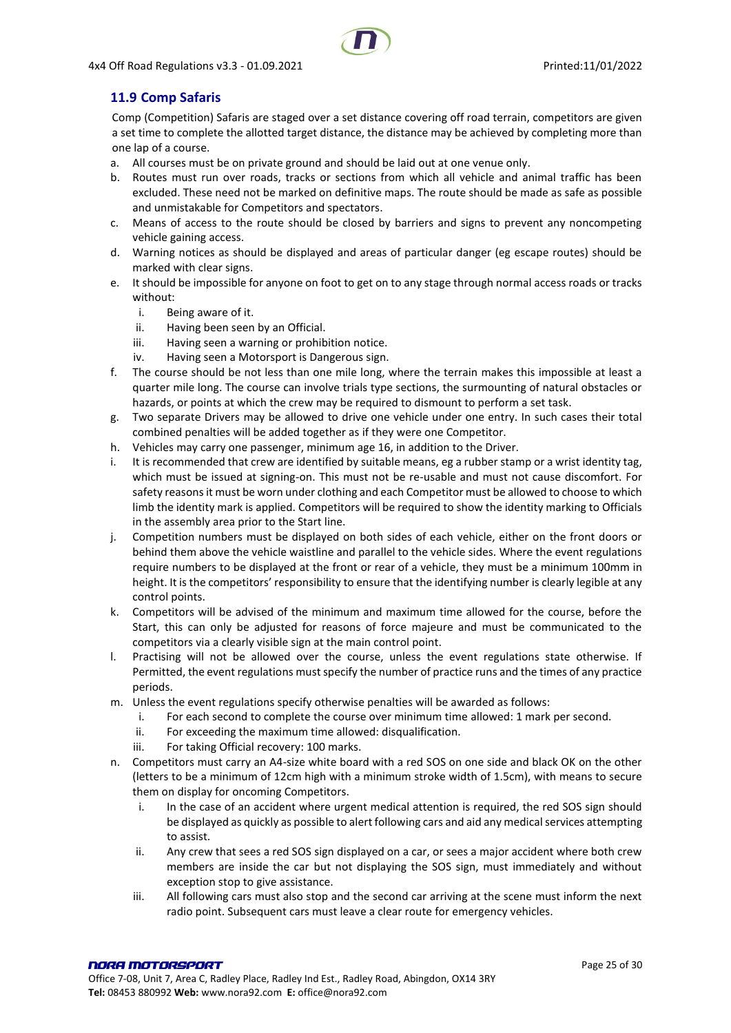## 11.9 Comp Safaris

Comp (Competition) Safaris are staged over a set distance covering off road terrain, competitors are given a set time to complete the allotted target distance, the distance may be achieved by completing more than one lap of a course.

a. All courses must be on private ground and should be laid out at one venue only.
b. Routes must run over roads, tracks or sections from which all vehicle and animal traffic has been excluded. These need not be marked on definitive maps. The route should be made as safe as possible and unmistakable for Competitors and spectators.
c. Means of access to the route should be closed by barriers and signs to prevent any noncompeting vehicle gaining access.
d. Warning notices as should be displayed and areas of particular danger (eg escape routes) should be marked with clear signs.
e. It should be impossible for anyone on foot to get on to any stage through normal access roads or tracks without:
   i. Being aware of it.
   ii. Having been seen by an Official.
   iii. Having seen a warning or prohibition notice.
   iv. Having seen a Motorsport is Dangerous sign.
f. The course should be not less than one mile long, where the terrain makes this impossible at least a quarter mile long. The course can involve trials type sections, the surmounting of natural obstacles or hazards, or points at which the crew may be required to dismount to perform a set task.
g. Two separate Drivers may be allowed to drive one vehicle under one entry. In such cases their total combined penalties will be added together as if they were one Competitor.
h. Vehicles may carry one passenger, minimum age 16, in addition to the Driver.
i. It is recommended that crew are identified by suitable means, eg a rubber stamp or a wrist identity tag, which must be issued at signing-on. This must not be re-usable and must not cause discomfort. For safety reasons it must be worn under clothing and each Competitor must be allowed to choose to which limb the identity mark is applied. Competitors will be required to show the identity marking to Officials in the assembly area prior to the Start line.
j. Competition numbers must be displayed on both sides of each vehicle, either on the front doors or behind them above the vehicle waistline and parallel to the vehicle sides. Where the event regulations require numbers to be displayed at the front or rear of a vehicle, they must be a minimum 100mm in height. It is the competitors' responsibility to ensure that the identifying number is clearly legible at any control points.
k. Competitors will be advised of the minimum and maximum time allowed for the course, before the Start, this can only be adjusted for reasons of force majeure and must be communicated to the competitors via a clearly visible sign at the main control point.
l. Practising will not be allowed over the course, unless the event regulations state otherwise. If Permitted, the event regulations must specify the number of practice runs and the times of any practice periods.
m. Unless the event regulations specify otherwise penalties will be awarded as follows:
   i. For each second to complete the course over minimum time allowed: 1 mark per second.
   ii. For exceeding the maximum time allowed: disqualification.
   iii. For taking Official recovery: 100 marks.
n. Competitors must carry an A4-size white board with a red SOS on one side and black OK on the other (letters to be a minimum of 12cm high with a minimum stroke width of 1.5cm), with means to secure them on display for oncoming Competitors.
   i. In the case of an accident where urgent medical attention is required, the red SOS sign should be displayed as quickly as possible to alert following cars and aid any medical services attempting to assist.
   ii. Any crew that sees a red SOS sign displayed on a car, or sees a major accident where both crew members are inside the car but not displaying the SOS sign, must immediately and without exception stop to give assistance.
   iii. All following cars must also stop and the second car arriving at the scene must inform the next radio point. Subsequent cars must leave a clear route for emergency vehicles.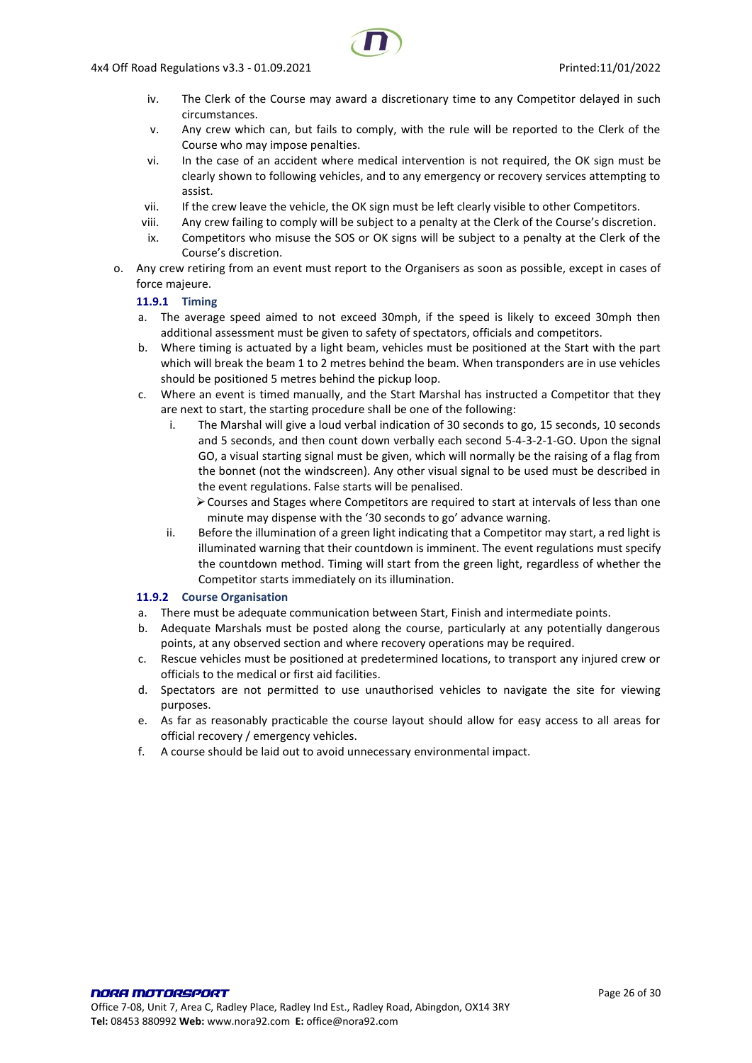iv. The Clerk of the Course may award a discretionary time to any Competitor delayed in such circumstances.
   v. Any crew which can, but fails to comply, with the rule will be reported to the Clerk of the Course who may impose penalties.
   vi. In the case of an accident where medical intervention is not required, the OK sign must be clearly shown to following vehicles, and to any emergency or recovery services attempting to assist.
   vii. If the crew leave the vehicle, the OK sign must be left clearly visible to other Competitors.
   viii. Any crew failing to comply will be subject to a penalty at the Clerk of the Course's discretion.
   ix. Competitors who misuse the SOS or OK signs will be subject to a penalty at the Clerk of the Course's discretion.

o. Any crew retiring from an event must report to the Organisers as soon as possible, except in cases of force majeure.

#### 11.9.1 Timing

a. The average speed aimed to not exceed 30mph, if the speed is likely to exceed 30mph then additional assessment must be given to safety of spectators, officials and competitors.

b. Where timing is actuated by a light beam, vehicles must be positioned at the Start with the part which will break the beam 1 to 2 metres behind the beam. When transponders are in use vehicles should be positioned 5 metres behind the pickup loop.

c. Where an event is timed manually, and the Start Marshal has instructed a Competitor that they are next to start, the starting procedure shall be one of the following:
   i. The Marshal will give a loud verbal indication of 30 seconds to go, 15 seconds, 10 seconds and 5 seconds, and then count down verbally each second 5-4-3-2-1-GO. Upon the signal GO, a visual starting signal must be given, which will normally be the raising of a flag from the bonnet (not the windscreen). Any other visual signal to be used must be described in the event regulations. False starts will be penalised.
      - Courses and Stages where Competitors are required to start at intervals of less than one minute may dispense with the '30 seconds to go' advance warning.
   ii. Before the illumination of a green light indicating that a Competitor may start, a red light is illuminated warning that their countdown is imminent. The event regulations must specify the countdown method. Timing will start from the green light, regardless of whether the Competitor starts immediately on its illumination.

#### 11.9.2 Course Organisation

a. There must be adequate communication between Start, Finish and intermediate points.

b. Adequate Marshals must be posted along the course, particularly at any potentially dangerous points, at any observed section and where recovery operations may be required.

c. Rescue vehicles must be positioned at predetermined locations, to transport any injured crew or officials to the medical or first aid facilities.

d. Spectators are not permitted to use unauthorised vehicles to navigate the site for viewing purposes.

e. As far as reasonably practicable the course layout should allow for easy access to all areas for official recovery / emergency vehicles.

f. A course should be laid out to avoid unnecessary environmental impact.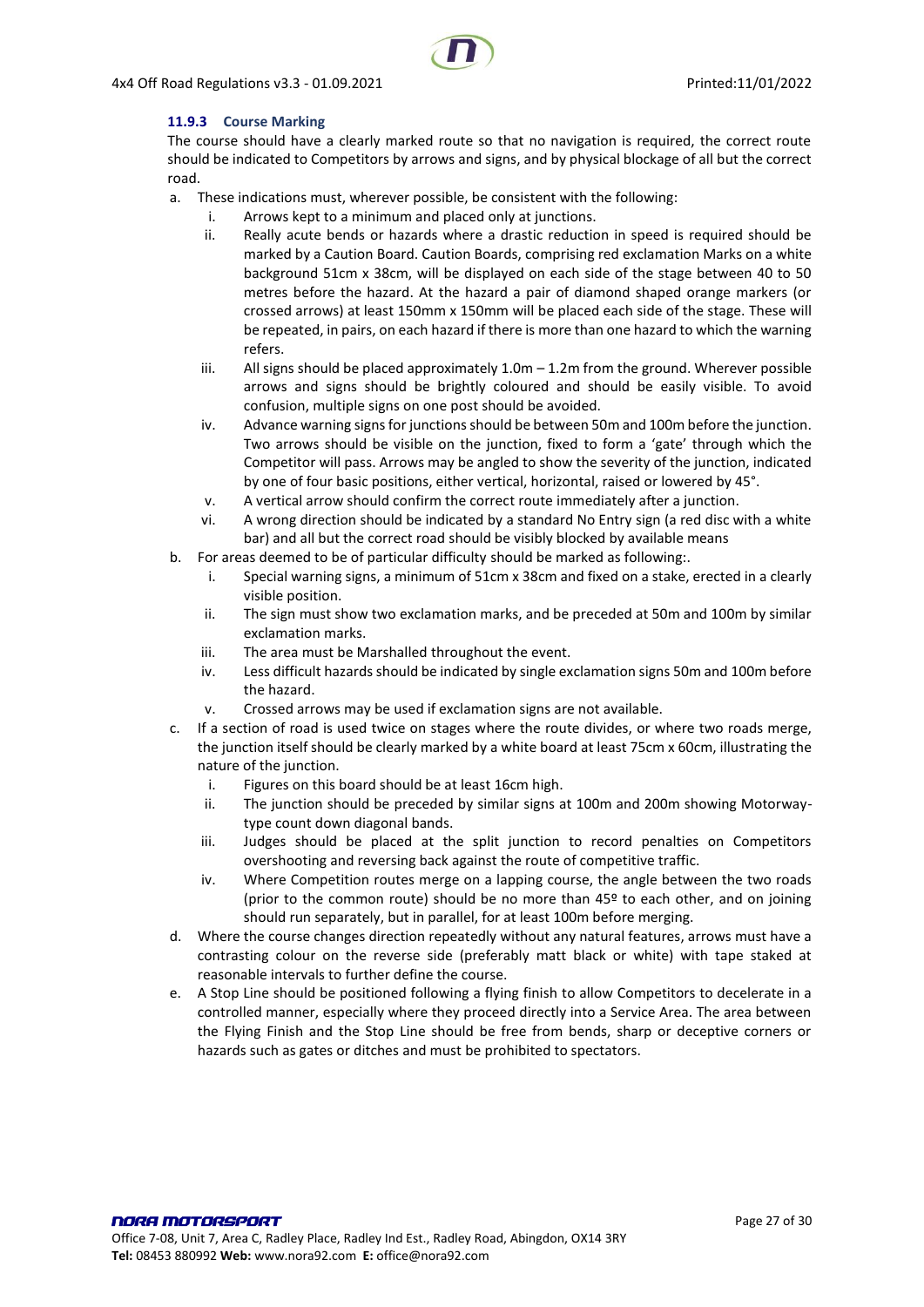### 11.9.3 Course Marking

The course should have a clearly marked route so that no navigation is required, the correct route should be indicated to Competitors by arrows and signs, and by physical blockage of all but the correct road.

a. These indications must, wherever possible, be consistent with the following:
   i. Arrows kept to a minimum and placed only at junctions.
   ii. Really acute bends or hazards where a drastic reduction in speed is required should be marked by a Caution Board. Caution Boards, comprising red exclamation Marks on a white background 51cm x 38cm, will be displayed on each side of the stage between 40 to 50 metres before the hazard. At the hazard a pair of diamond shaped orange markers (or crossed arrows) at least 150mm x 150mm will be placed each side of the stage. These will be repeated, in pairs, on each hazard if there is more than one hazard to which the warning refers.
   iii. All signs should be placed approximately 1.0m – 1.2m from the ground. Wherever possible arrows and signs should be brightly coloured and should be easily visible. To avoid confusion, multiple signs on one post should be avoided.
   iv. Advance warning signs for junctions should be between 50m and 100m before the junction. Two arrows should be visible on the junction, fixed to form a 'gate' through which the Competitor will pass. Arrows may be angled to show the severity of the junction, indicated by one of four basic positions, either vertical, horizontal, raised or lowered by 45°.
   v. A vertical arrow should confirm the correct route immediately after a junction.
   vi. A wrong direction should be indicated by a standard No Entry sign (a red disc with a white bar) and all but the correct road should be visibly blocked by available means
b. For areas deemed to be of particular difficulty should be marked as following:.
   i. Special warning signs, a minimum of 51cm x 38cm and fixed on a stake, erected in a clearly visible position.
   ii. The sign must show two exclamation marks, and be preceded at 50m and 100m by similar exclamation marks.
   iii. The area must be Marshalled throughout the event.
   iv. Less difficult hazards should be indicated by single exclamation signs 50m and 100m before the hazard.
   v. Crossed arrows may be used if exclamation signs are not available.
c. If a section of road is used twice on stages where the route divides, or where two roads merge, the junction itself should be clearly marked by a white board at least 75cm x 60cm, illustrating the nature of the junction.
   i. Figures on this board should be at least 16cm high.
   ii. The junction should be preceded by similar signs at 100m and 200m showing Motorway-type count down diagonal bands.
   iii. Judges should be placed at the split junction to record penalties on Competitors overshooting and reversing back against the route of competitive traffic.
   iv. Where Competition routes merge on a lapping course, the angle between the two roads (prior to the common route) should be no more than 45º to each other, and on joining should run separately, but in parallel, for at least 100m before merging.
d. Where the course changes direction repeatedly without any natural features, arrows must have a contrasting colour on the reverse side (preferably matt black or white) with tape staked at reasonable intervals to further define the course.
e. A Stop Line should be positioned following a flying finish to allow Competitors to decelerate in a controlled manner, especially where they proceed directly into a Service Area. The area between the Flying Finish and the Stop Line should be free from bends, sharp or deceptive corners or hazards such as gates or ditches and must be prohibited to spectators.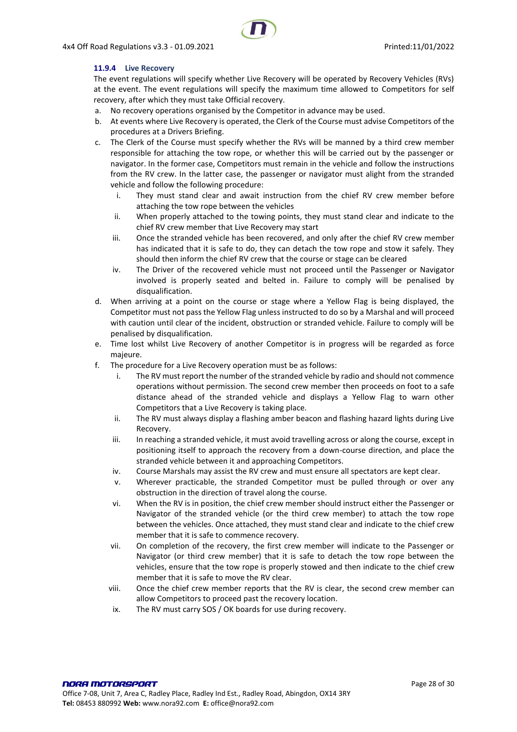#### 11.9.4 Live Recovery

The event regulations will specify whether Live Recovery will be operated by Recovery Vehicles (RVs) at the event. The event regulations will specify the maximum time allowed to Competitors for self recovery, after which they must take Official recovery.

a. No recovery operations organised by the Competitor in advance may be used.
b. At events where Live Recovery is operated, the Clerk of the Course must advise Competitors of the procedures at a Drivers Briefing.
c. The Clerk of the Course must specify whether the RVs will be manned by a third crew member responsible for attaching the tow rope, or whether this will be carried out by the passenger or navigator. In the former case, Competitors must remain in the vehicle and follow the instructions from the RV crew. In the latter case, the passenger or navigator must alight from the stranded vehicle and follow the following procedure:
   i. They must stand clear and await instruction from the chief RV crew member before attaching the tow rope between the vehicles
   ii. When properly attached to the towing points, they must stand clear and indicate to the chief RV crew member that Live Recovery may start
   iii. Once the stranded vehicle has been recovered, and only after the chief RV crew member has indicated that it is safe to do, they can detach the tow rope and stow it safely. They should then inform the chief RV crew that the course or stage can be cleared
   iv. The Driver of the recovered vehicle must not proceed until the Passenger or Navigator involved is properly seated and belted in. Failure to comply will be penalised by disqualification.
d. When arriving at a point on the course or stage where a Yellow Flag is being displayed, the Competitor must not pass the Yellow Flag unless instructed to do so by a Marshal and will proceed with caution until clear of the incident, obstruction or stranded vehicle. Failure to comply will be penalised by disqualification.
e. Time lost whilst Live Recovery of another Competitor is in progress will be regarded as force majeure.
f. The procedure for a Live Recovery operation must be as follows:
   i. The RV must report the number of the stranded vehicle by radio and should not commence operations without permission. The second crew member then proceeds on foot to a safe distance ahead of the stranded vehicle and displays a Yellow Flag to warn other Competitors that a Live Recovery is taking place.
   ii. The RV must always display a flashing amber beacon and flashing hazard lights during Live Recovery.
   iii. In reaching a stranded vehicle, it must avoid travelling across or along the course, except in positioning itself to approach the recovery from a down-course direction, and place the stranded vehicle between it and approaching Competitors.
   iv. Course Marshals may assist the RV crew and must ensure all spectators are kept clear.
   v. Wherever practicable, the stranded Competitor must be pulled through or over any obstruction in the direction of travel along the course.
   vi. When the RV is in position, the chief crew member should instruct either the Passenger or Navigator of the stranded vehicle (or the third crew member) to attach the tow rope between the vehicles. Once attached, they must stand clear and indicate to the chief crew member that it is safe to commence recovery.
   vii. On completion of the recovery, the first crew member will indicate to the Passenger or Navigator (or third crew member) that it is safe to detach the tow rope between the vehicles, ensure that the tow rope is properly stowed and then indicate to the chief crew member that it is safe to move the RV clear.
   viii. Once the chief crew member reports that the RV is clear, the second crew member can allow Competitors to proceed past the recovery location.
   ix. The RV must carry SOS / OK boards for use during recovery.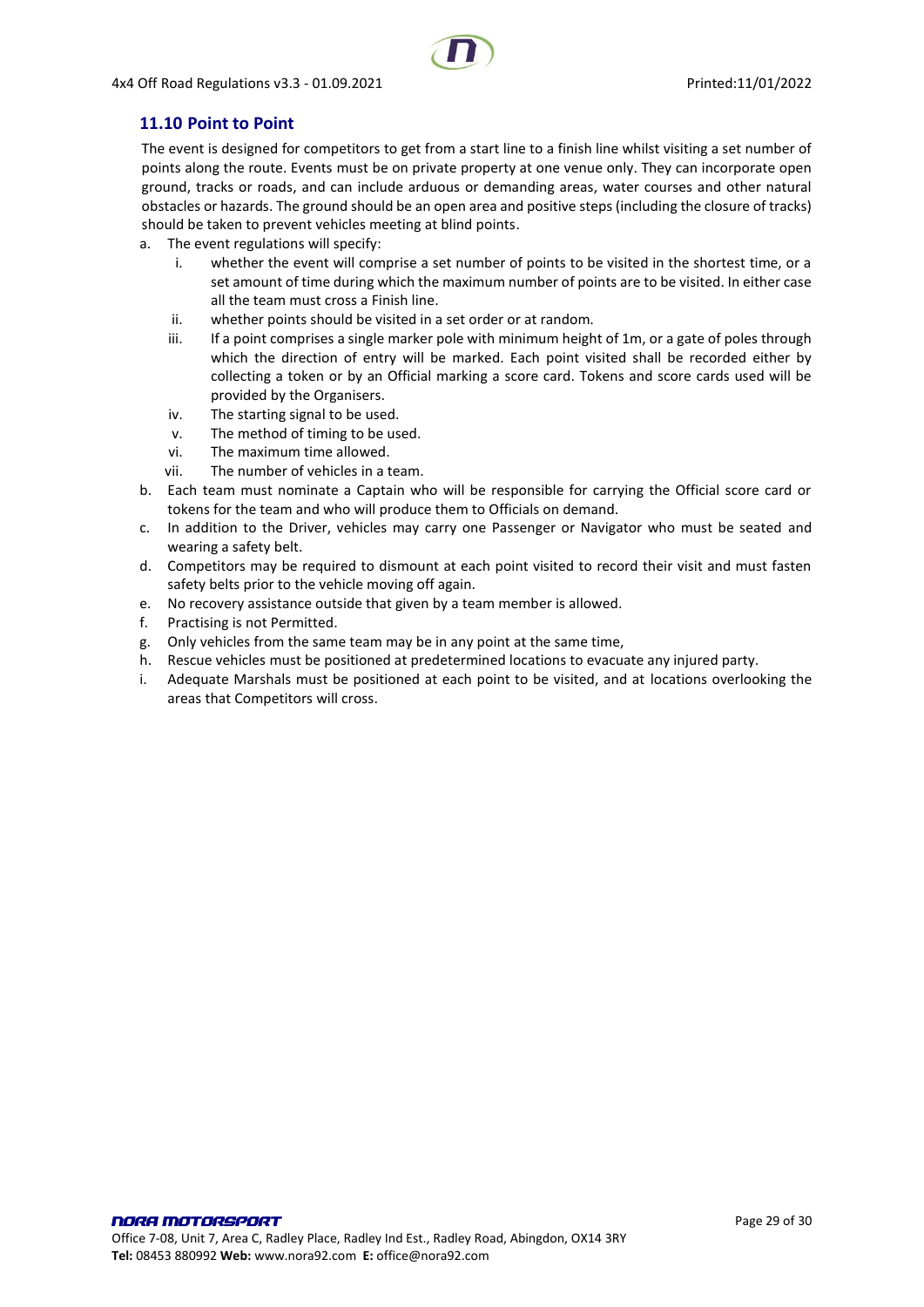## 11.10 Point to Point

The event is designed for competitors to get from a start line to a finish line whilst visiting a set number of points along the route. Events must be on private property at one venue only. They can incorporate open ground, tracks or roads, and can include arduous or demanding areas, water courses and other natural obstacles or hazards. The ground should be an open area and positive steps (including the closure of tracks) should be taken to prevent vehicles meeting at blind points.

a. The event regulations will specify:
   i. whether the event will comprise a set number of points to be visited in the shortest time, or a set amount of time during which the maximum number of points are to be visited. In either case all the team must cross a Finish line.
   ii. whether points should be visited in a set order or at random.
   iii. If a point comprises a single marker pole with minimum height of 1m, or a gate of poles through which the direction of entry will be marked. Each point visited shall be recorded either by collecting a token or by an Official marking a score card. Tokens and score cards used will be provided by the Organisers.
   iv. The starting signal to be used.
   v. The method of timing to be used.
   vi. The maximum time allowed.
   vii. The number of vehicles in a team.
b. Each team must nominate a Captain who will be responsible for carrying the Official score card or tokens for the team and who will produce them to Officials on demand.
c. In addition to the Driver, vehicles may carry one Passenger or Navigator who must be seated and wearing a safety belt.
d. Competitors may be required to dismount at each point visited to record their visit and must fasten safety belts prior to the vehicle moving off again.
e. No recovery assistance outside that given by a team member is allowed.
f. Practising is not Permitted.
g. Only vehicles from the same team may be in any point at the same time,
h. Rescue vehicles must be positioned at predetermined locations to evacuate any injured party.
i. Adequate Marshals must be positioned at each point to be visited, and at locations overlooking the areas that Competitors will cross.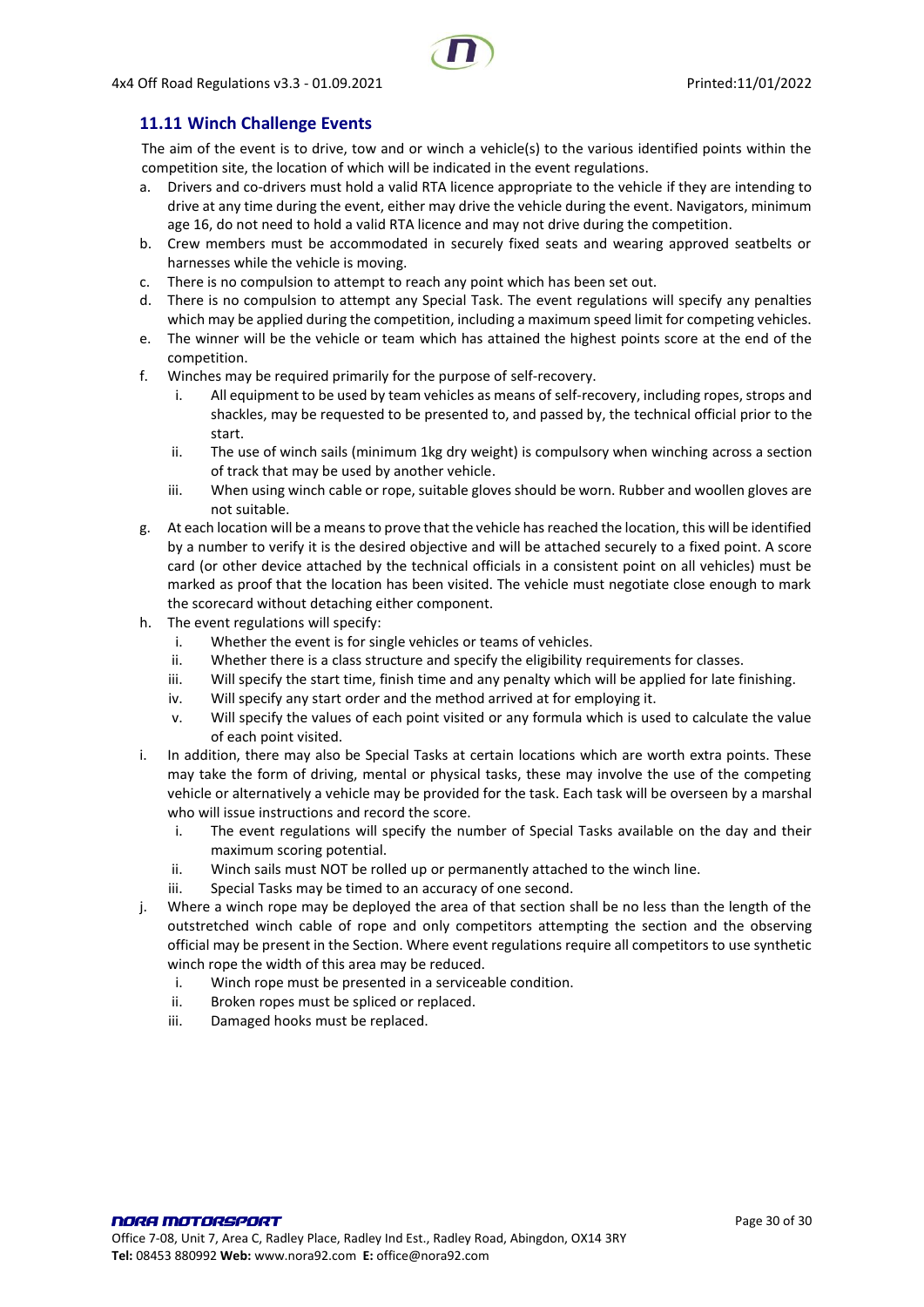## 11.11 Winch Challenge Events

The aim of the event is to drive, tow and or winch a vehicle(s) to the various identified points within the competition site, the location of which will be indicated in the event regulations.

a. Drivers and co-drivers must hold a valid RTA licence appropriate to the vehicle if they are intending to drive at any time during the event, either may drive the vehicle during the event. Navigators, minimum age 16, do not need to hold a valid RTA licence and may not drive during the competition.
b. Crew members must be accommodated in securely fixed seats and wearing approved seatbelts or harnesses while the vehicle is moving.
c. There is no compulsion to attempt to reach any point which has been set out.
d. There is no compulsion to attempt any Special Task. The event regulations will specify any penalties which may be applied during the competition, including a maximum speed limit for competing vehicles.
e. The winner will be the vehicle or team which has attained the highest points score at the end of the competition.
f. Winches may be required primarily for the purpose of self-recovery.
    i. All equipment to be used by team vehicles as means of self-recovery, including ropes, strops and shackles, may be requested to be presented to, and passed by, the technical official prior to the start.
    ii. The use of winch sails (minimum 1kg dry weight) is compulsory when winching across a section of track that may be used by another vehicle.
    iii. When using winch cable or rope, suitable gloves should be worn. Rubber and woollen gloves are not suitable.
g. At each location will be a means to prove that the vehicle has reached the location, this will be identified by a number to verify it is the desired objective and will be attached securely to a fixed point. A score card (or other device attached by the technical officials in a consistent point on all vehicles) must be marked as proof that the location has been visited. The vehicle must negotiate close enough to mark the scorecard without detaching either component.
h. The event regulations will specify:
    i. Whether the event is for single vehicles or teams of vehicles.
    ii. Whether there is a class structure and specify the eligibility requirements for classes.
    iii. Will specify the start time, finish time and any penalty which will be applied for late finishing.
    iv. Will specify any start order and the method arrived at for employing it.
    v. Will specify the values of each point visited or any formula which is used to calculate the value of each point visited.
i. In addition, there may also be Special Tasks at certain locations which are worth extra points. These may take the form of driving, mental or physical tasks, these may involve the use of the competing vehicle or alternatively a vehicle may be provided for the task. Each task will be overseen by a marshal who will issue instructions and record the score.
    i. The event regulations will specify the number of Special Tasks available on the day and their maximum scoring potential.
    ii. Winch sails must NOT be rolled up or permanently attached to the winch line.
    iii. Special Tasks may be timed to an accuracy of one second.
j. Where a winch rope may be deployed the area of that section shall be no less than the length of the outstretched winch cable of rope and only competitors attempting the section and the observing official may be present in the Section. Where event regulations require all competitors to use synthetic winch rope the width of this area may be reduced.
    i. Winch rope must be presented in a serviceable condition.
    ii. Broken ropes must be spliced or replaced.
    iii. Damaged hooks must be replaced.